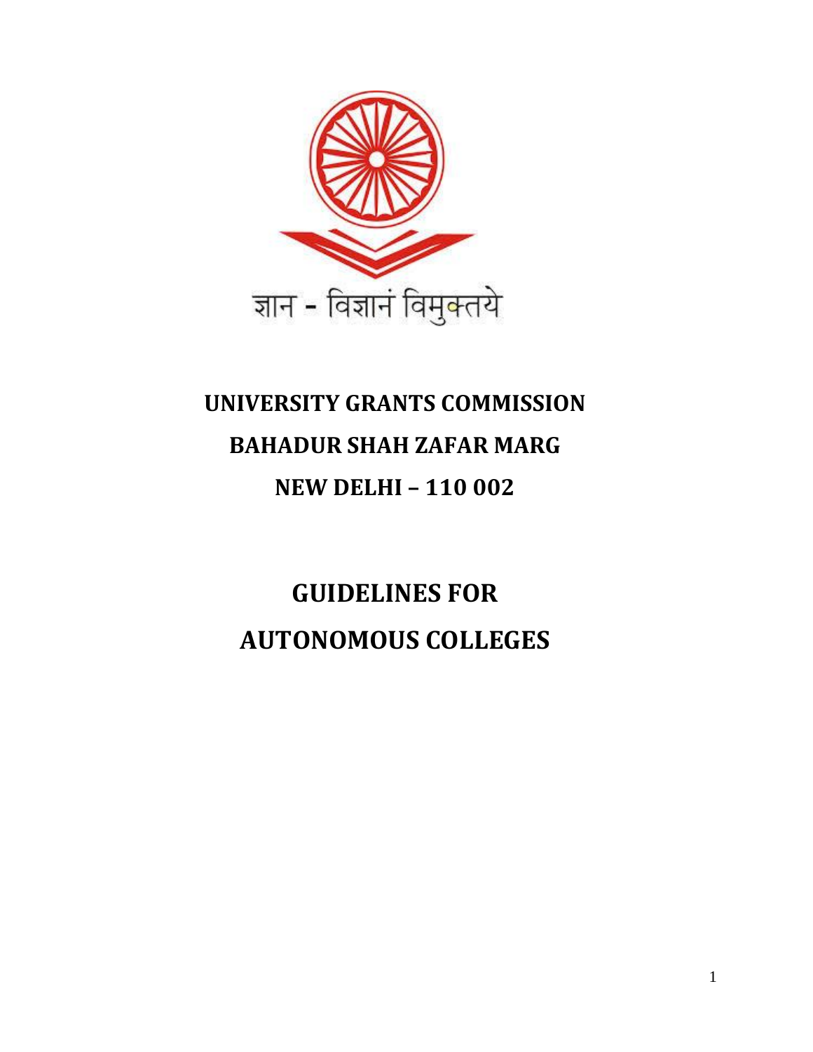ज्ञान - विज्ञानं विमुक्तये

# UNIVERSITY GRANTS COMMISSION

## BAHADUR SHAH ZAFAR MARG

## NEW DELHI – 110 002

# GUIDELINES FOR AUTONOMOUS COLLEGES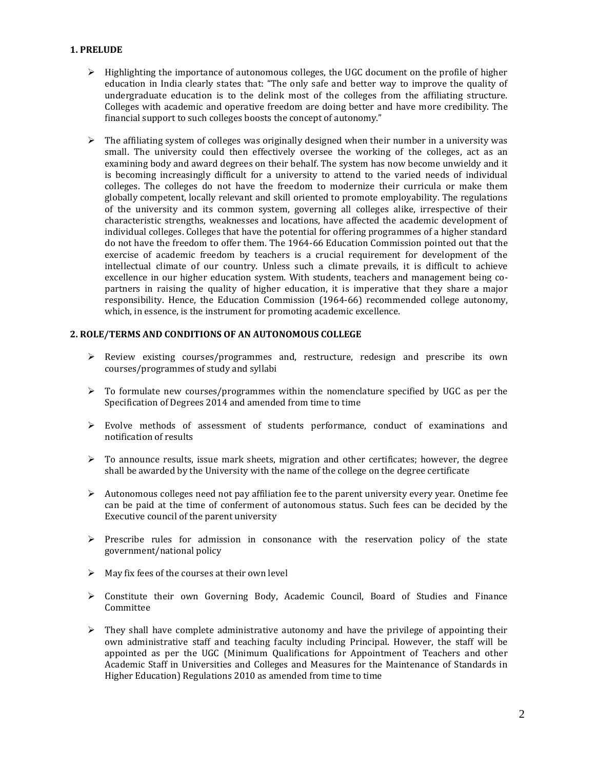## 1. PRELUDE

- Highlighting the importance of autonomous colleges, the UGC document on the profile of higher education in India clearly states that: "The only safe and better way to improve the quality of undergraduate education is to the delink most of the colleges from the affiliating structure. Colleges with academic and operative freedom are doing better and have more credibility. The financial support to such colleges boosts the concept of autonomy."

- The affiliating system of colleges was originally designed when their number in a university was small. The university could then effectively oversee the working of the colleges, act as an examining body and award degrees on their behalf. The system has now become unwieldy and it is becoming increasingly difficult for a university to attend to the varied needs of individual colleges. The colleges do not have the freedom to modernize their curricula or make them globally competent, locally relevant and skill oriented to promote employability. The regulations of the university and its common system, governing all colleges alike, irrespective of their characteristic strengths, weaknesses and locations, have affected the academic development of individual colleges. Colleges that have the potential for offering programmes of a higher standard do not have the freedom to offer them. The 1964-66 Education Commission pointed out that the exercise of academic freedom by teachers is a crucial requirement for development of the intellectual climate of our country. Unless such a climate prevails, it is difficult to achieve excellence in our higher education system. With students, teachers and management being co-partners in raising the quality of higher education, it is imperative that they share a major responsibility. Hence, the Education Commission (1964-66) recommended college autonomy, which, in essence, is the instrument for promoting academic excellence.

## 2. ROLE/TERMS AND CONDITIONS OF AN AUTONOMOUS COLLEGE

- Review existing courses/programmes and, restructure, redesign and prescribe its own courses/programmes of study and syllabi

- To formulate new courses/programmes within the nomenclature specified by UGC as per the Specification of Degrees 2014 and amended from time to time

- Evolve methods of assessment of students performance, conduct of examinations and notification of results

- To announce results, issue mark sheets, migration and other certificates; however, the degree shall be awarded by the University with the name of the college on the degree certificate

- Autonomous colleges need not pay affiliation fee to the parent university every year. Onetime fee can be paid at the time of conferment of autonomous status. Such fees can be decided by the Executive council of the parent university

- Prescribe rules for admission in consonance with the reservation policy of the state government/national policy

- May fix fees of the courses at their own level

- Constitute their own Governing Body, Academic Council, Board of Studies and Finance Committee

- They shall have complete administrative autonomy and have the privilege of appointing their own administrative staff and teaching faculty including Principal. However, the staff will be appointed as per the UGC (Minimum Qualifications for Appointment of Teachers and other Academic Staff in Universities and Colleges and Measures for the Maintenance of Standards in Higher Education) Regulations 2010 as amended from time to time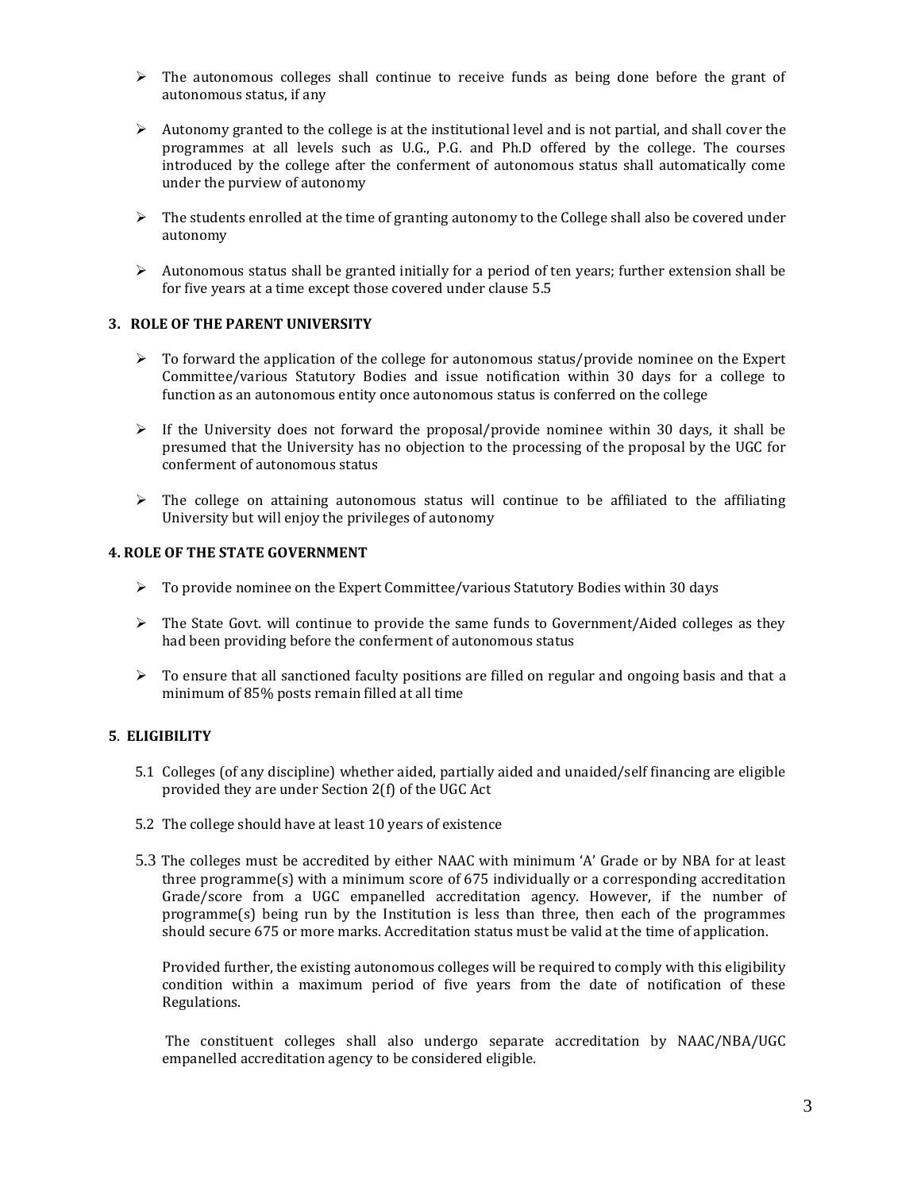- The autonomous colleges shall continue to receive funds as being done before the grant of autonomous status, if any
- Autonomy granted to the college is at the institutional level and is not partial, and shall cover the programmes at all levels such as U.G., P.G. and Ph.D offered by the college. The courses introduced by the college after the conferment of autonomous status shall automatically come under the purview of autonomy
- The students enrolled at the time of granting autonomy to the College shall also be covered under autonomy
- Autonomous status shall be granted initially for a period of ten years; further extension shall be for five years at a time except those covered under clause 5.5

### 3. ROLE OF THE PARENT UNIVERSITY

- To forward the application of the college for autonomous status/provide nominee on the Expert Committee/various Statutory Bodies and issue notification within 30 days for a college to function as an autonomous entity once autonomous status is conferred on the college
- If the University does not forward the proposal/provide nominee within 30 days, it shall be presumed that the University has no objection to the processing of the proposal by the UGC for conferment of autonomous status
- The college on attaining autonomous status will continue to be affiliated to the affiliating University but will enjoy the privileges of autonomy

### 4. ROLE OF THE STATE GOVERNMENT

- To provide nominee on the Expert Committee/various Statutory Bodies within 30 days
- The State Govt. will continue to provide the same funds to Government/Aided colleges as they had been providing before the conferment of autonomous status
- To ensure that all sanctioned faculty positions are filled on regular and ongoing basis and that a minimum of 85% posts remain filled at all time

### 5. ELIGIBILITY

5.1 Colleges (of any discipline) whether aided, partially aided and unaided/self financing are eligible provided they are under Section 2(f) of the UGC Act

5.2 The college should have at least 10 years of existence

5.3 The colleges must be accredited by either NAAC with minimum 'A' Grade or by NBA for at least three programme(s) with a minimum score of 675 individually or a corresponding accreditation Grade/score from a UGC empanelled accreditation agency. However, if the number of programme(s) being run by the Institution is less than three, then each of the programmes should secure 675 or more marks. Accreditation status must be valid at the time of application.

Provided further, the existing autonomous colleges will be required to comply with this eligibility condition within a maximum period of five years from the date of notification of these Regulations.

The constituent colleges shall also undergo separate accreditation by NAAC/NBA/UGC empanelled accreditation agency to be considered eligible.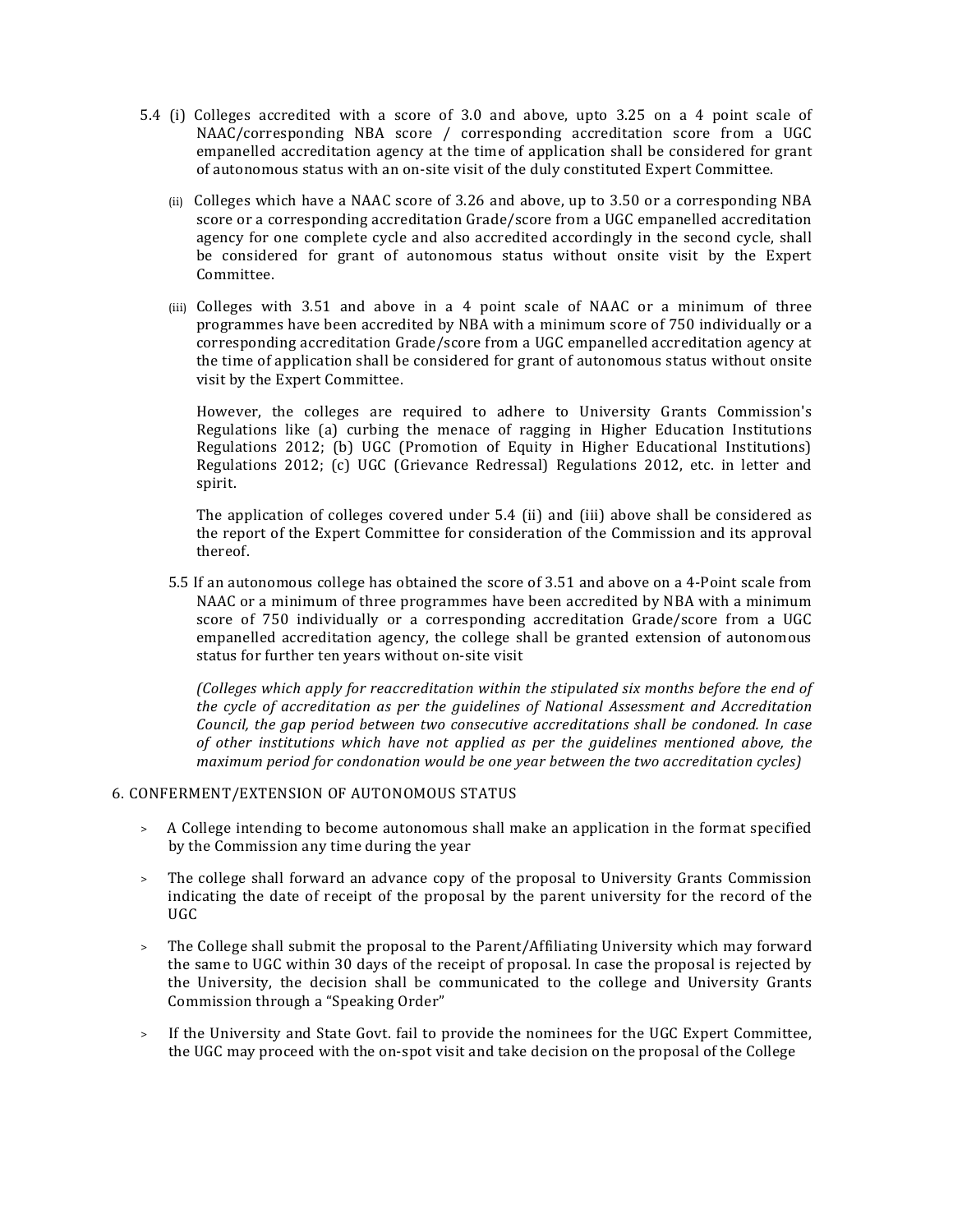5.4 (i) Colleges accredited with a score of 3.0 and above, upto 3.25 on a 4 point scale of NAAC/corresponding NBA score / corresponding accreditation score from a UGC empanelled accreditation agency at the time of application shall be considered for grant of autonomous status with an on-site visit of the duly constituted Expert Committee.

(ii) Colleges which have a NAAC score of 3.26 and above, up to 3.50 or a corresponding NBA score or a corresponding accreditation Grade/score from a UGC empanelled accreditation agency for one complete cycle and also accredited accordingly in the second cycle, shall be considered for grant of autonomous status without onsite visit by the Expert Committee.

(iii) Colleges with 3.51 and above in a 4 point scale of NAAC or a minimum of three programmes have been accredited by NBA with a minimum score of 750 individually or a corresponding accreditation Grade/score from a UGC empanelled accreditation agency at the time of application shall be considered for grant of autonomous status without onsite visit by the Expert Committee.

However, the colleges are required to adhere to University Grants Commission's Regulations like (a) curbing the menace of ragging in Higher Education Institutions Regulations 2012; (b) UGC (Promotion of Equity in Higher Educational Institutions) Regulations 2012; (c) UGC (Grievance Redressal) Regulations 2012, etc. in letter and spirit.

The application of colleges covered under 5.4 (ii) and (iii) above shall be considered as the report of the Expert Committee for consideration of the Commission and its approval thereof.

5.5 If an autonomous college has obtained the score of 3.51 and above on a 4-Point scale from NAAC or a minimum of three programmes have been accredited by NBA with a minimum score of 750 individually or a corresponding accreditation Grade/score from a UGC empanelled accreditation agency, the college shall be granted extension of autonomous status for further ten years without on-site visit

*(Colleges which apply for reaccreditation within the stipulated six months before the end of the cycle of accreditation as per the guidelines of National Assessment and Accreditation Council, the gap period between two consecutive accreditations shall be condoned. In case of other institutions which have not applied as per the guidelines mentioned above, the maximum period for condonation would be one year between the two accreditation cycles)*

## 6. CONFERMENT/EXTENSION OF AUTONOMOUS STATUS

- A College intending to become autonomous shall make an application in the format specified by the Commission any time during the year
- The college shall forward an advance copy of the proposal to University Grants Commission indicating the date of receipt of the proposal by the parent university for the record of the UGC
- The College shall submit the proposal to the Parent/Affiliating University which may forward the same to UGC within 30 days of the receipt of proposal. In case the proposal is rejected by the University, the decision shall be communicated to the college and University Grants Commission through a "Speaking Order"
- If the University and State Govt. fail to provide the nominees for the UGC Expert Committee, the UGC may proceed with the on-spot visit and take decision on the proposal of the College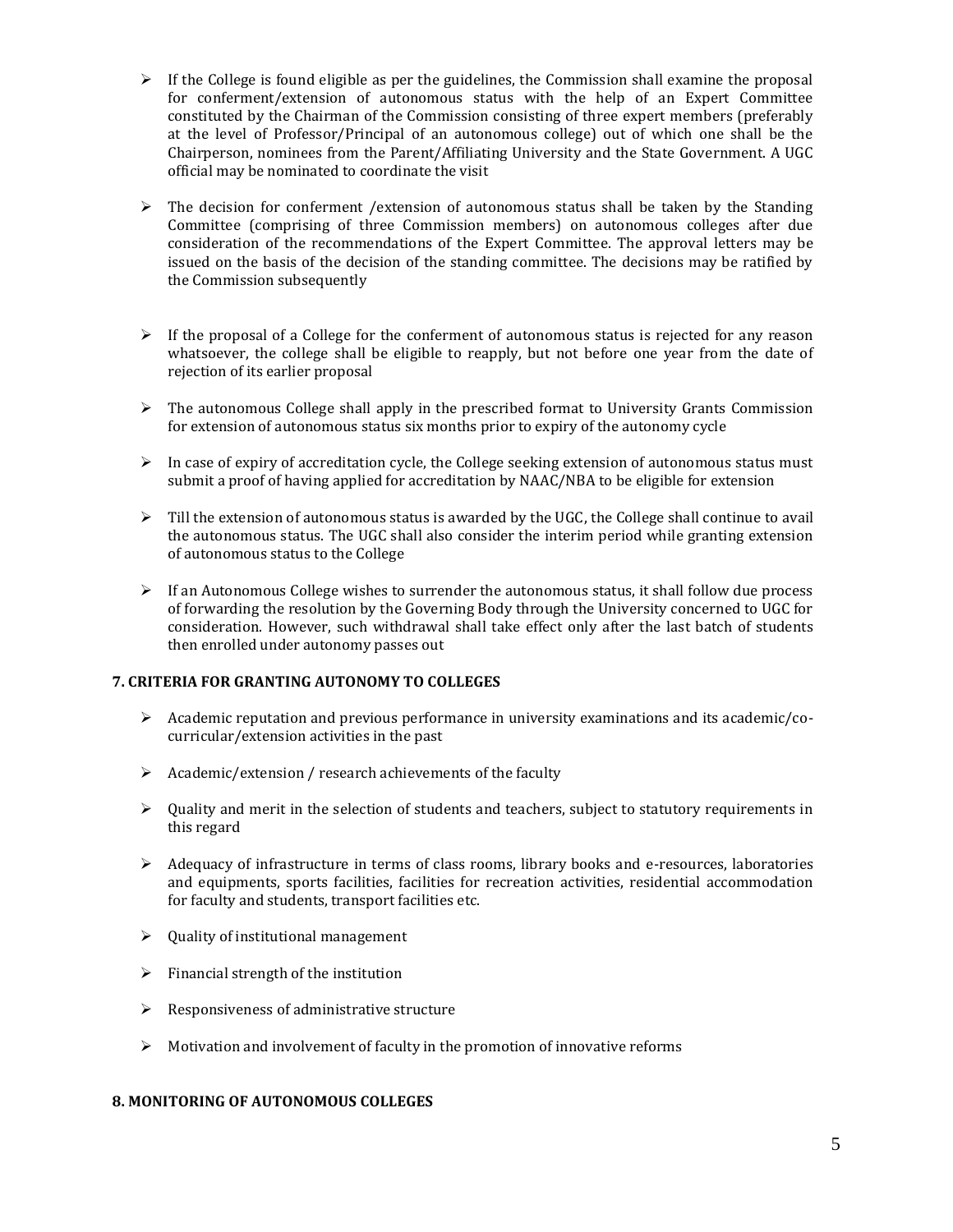- If the College is found eligible as per the guidelines, the Commission shall examine the proposal for conferment/extension of autonomous status with the help of an Expert Committee constituted by the Chairman of the Commission consisting of three expert members (preferably at the level of Professor/Principal of an autonomous college) out of which one shall be the Chairperson, nominees from the Parent/Affiliating University and the State Government. A UGC official may be nominated to coordinate the visit

- The decision for conferment /extension of autonomous status shall be taken by the Standing Committee (comprising of three Commission members) on autonomous colleges after due consideration of the recommendations of the Expert Committee. The approval letters may be issued on the basis of the decision of the standing committee. The decisions may be ratified by the Commission subsequently

- If the proposal of a College for the conferment of autonomous status is rejected for any reason whatsoever, the college shall be eligible to reapply, but not before one year from the date of rejection of its earlier proposal

- The autonomous College shall apply in the prescribed format to University Grants Commission for extension of autonomous status six months prior to expiry of the autonomy cycle

- In case of expiry of accreditation cycle, the College seeking extension of autonomous status must submit a proof of having applied for accreditation by NAAC/NBA to be eligible for extension

- Till the extension of autonomous status is awarded by the UGC, the College shall continue to avail the autonomous status. The UGC shall also consider the interim period while granting extension of autonomous status to the College

- If an Autonomous College wishes to surrender the autonomous status, it shall follow due process of forwarding the resolution by the Governing Body through the University concerned to UGC for consideration. However, such withdrawal shall take effect only after the last batch of students then enrolled under autonomy passes out

## 7. CRITERIA FOR GRANTING AUTONOMY TO COLLEGES

- Academic reputation and previous performance in university examinations and its academic/co-curricular/extension activities in the past

- Academic/extension / research achievements of the faculty

- Quality and merit in the selection of students and teachers, subject to statutory requirements in this regard

- Adequacy of infrastructure in terms of class rooms, library books and e-resources, laboratories and equipments, sports facilities, facilities for recreation activities, residential accommodation for faculty and students, transport facilities etc.

- Quality of institutional management

- Financial strength of the institution

- Responsiveness of administrative structure

- Motivation and involvement of faculty in the promotion of innovative reforms

## 8. MONITORING OF AUTONOMOUS COLLEGES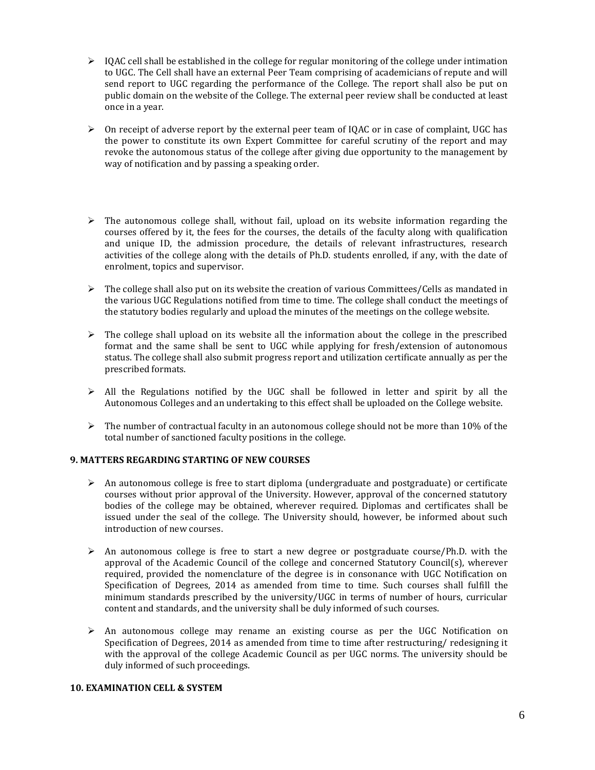- IQAC cell shall be established in the college for regular monitoring of the college under intimation to UGC. The Cell shall have an external Peer Team comprising of academicians of repute and will send report to UGC regarding the performance of the College. The report shall also be put on public domain on the website of the College. The external peer review shall be conducted at least once in a year.
- On receipt of adverse report by the external peer team of IQAC or in case of complaint, UGC has the power to constitute its own Expert Committee for careful scrutiny of the report and may revoke the autonomous status of the college after giving due opportunity to the management by way of notification and by passing a speaking order.
- The autonomous college shall, without fail, upload on its website information regarding the courses offered by it, the fees for the courses, the details of the faculty along with qualification and unique ID, the admission procedure, the details of relevant infrastructures, research activities of the college along with the details of Ph.D. students enrolled, if any, with the date of enrolment, topics and supervisor.
- The college shall also put on its website the creation of various Committees/Cells as mandated in the various UGC Regulations notified from time to time. The college shall conduct the meetings of the statutory bodies regularly and upload the minutes of the meetings on the college website.
- The college shall upload on its website all the information about the college in the prescribed format and the same shall be sent to UGC while applying for fresh/extension of autonomous status. The college shall also submit progress report and utilization certificate annually as per the prescribed formats.
- All the Regulations notified by the UGC shall be followed in letter and spirit by all the Autonomous Colleges and an undertaking to this effect shall be uploaded on the College website.
- The number of contractual faculty in an autonomous college should not be more than 10% of the total number of sanctioned faculty positions in the college.

### 9. MATTERS REGARDING STARTING OF NEW COURSES

- An autonomous college is free to start diploma (undergraduate and postgraduate) or certificate courses without prior approval of the University. However, approval of the concerned statutory bodies of the college may be obtained, wherever required. Diplomas and certificates shall be issued under the seal of the college. The University should, however, be informed about such introduction of new courses.
- An autonomous college is free to start a new degree or postgraduate course/Ph.D. with the approval of the Academic Council of the college and concerned Statutory Council(s), wherever required, provided the nomenclature of the degree is in consonance with UGC Notification on Specification of Degrees, 2014 as amended from time to time. Such courses shall fulfill the minimum standards prescribed by the university/UGC in terms of number of hours, curricular content and standards, and the university shall be duly informed of such courses.
- An autonomous college may rename an existing course as per the UGC Notification on Specification of Degrees, 2014 as amended from time to time after restructuring/ redesigning it with the approval of the college Academic Council as per UGC norms. The university should be duly informed of such proceedings.

### 10. EXAMINATION CELL & SYSTEM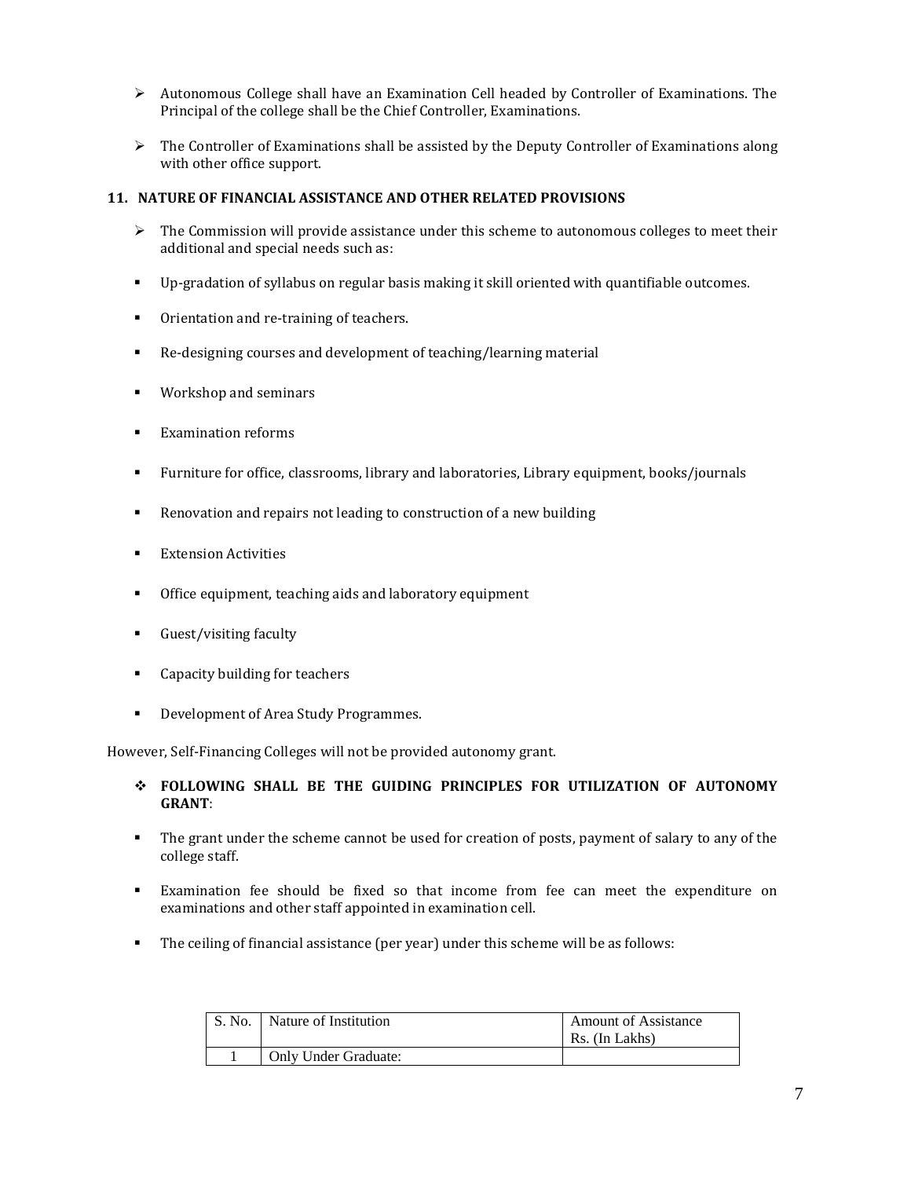- Autonomous College shall have an Examination Cell headed by Controller of Examinations. The Principal of the college shall be the Chief Controller, Examinations.

- The Controller of Examinations shall be assisted by the Deputy Controller of Examinations along with other office support.

## 11. NATURE OF FINANCIAL ASSISTANCE AND OTHER RELATED PROVISIONS

- The Commission will provide assistance under this scheme to autonomous colleges to meet their additional and special needs such as:

- Up-gradation of syllabus on regular basis making it skill oriented with quantifiable outcomes.
- Orientation and re-training of teachers.
- Re-designing courses and development of teaching/learning material
- Workshop and seminars
- Examination reforms
- Furniture for office, classrooms, library and laboratories, Library equipment, books/journals
- Renovation and repairs not leading to construction of a new building
- Extension Activities
- Office equipment, teaching aids and laboratory equipment
- Guest/visiting faculty
- Capacity building for teachers
- Development of Area Study Programmes.

However, Self-Financing Colleges will not be provided autonomy grant.

- **FOLLOWING SHALL BE THE GUIDING PRINCIPLES FOR UTILIZATION OF AUTONOMY GRANT**:

- The grant under the scheme cannot be used for creation of posts, payment of salary to any of the college staff.
- Examination fee should be fixed so that income from fee can meet the expenditure on examinations and other staff appointed in examination cell.
- The ceiling of financial assistance (per year) under this scheme will be as follows:

| S. No. | Nature of Institution | Amount of Assistance Rs. (In Lakhs) |
|---|---|---|
| 1 | Only Under Graduate: | |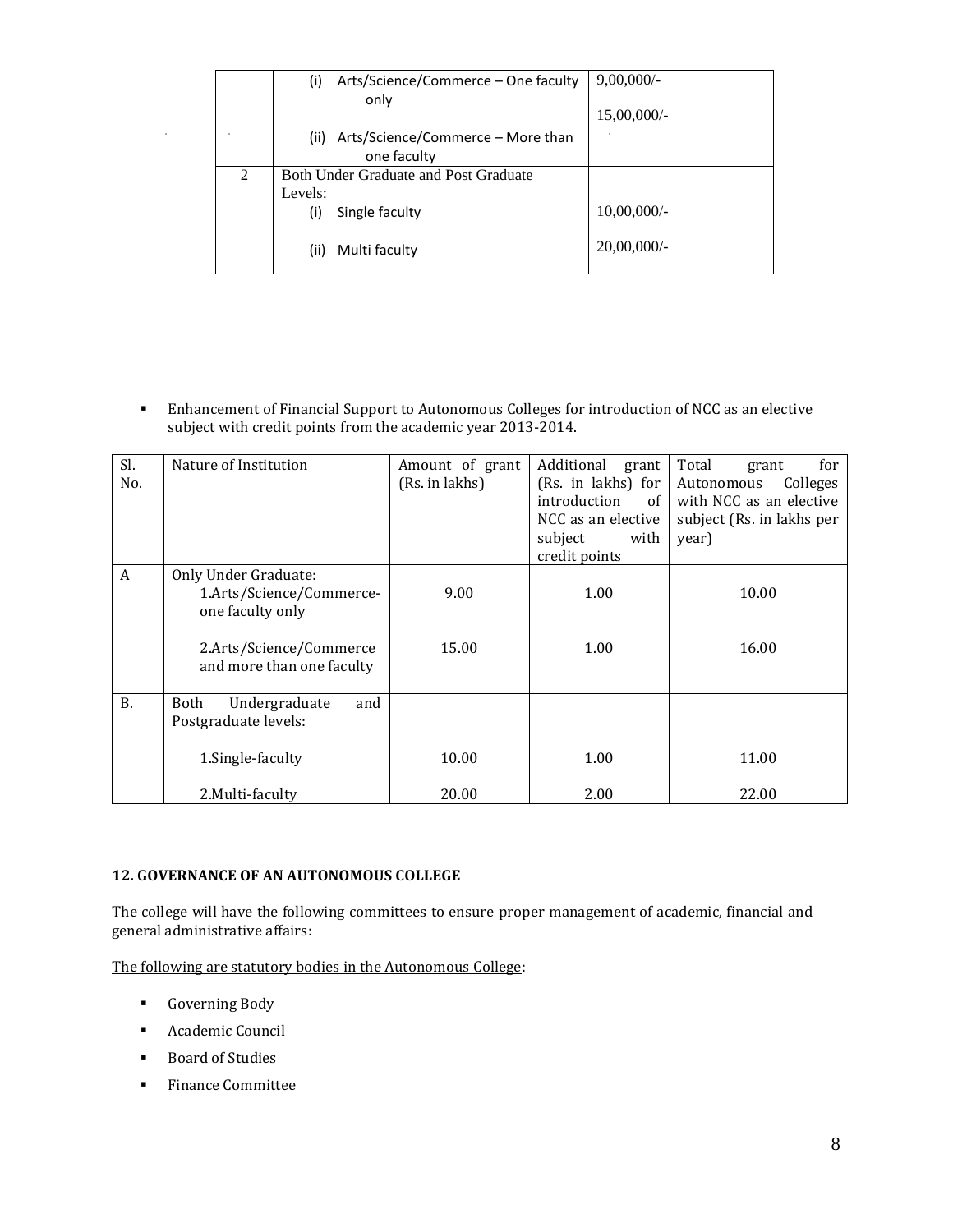| | | |
|---|---|---|
| | (i) Arts/Science/Commerce – One faculty only<br><br>(ii) Arts/Science/Commerce – More than one faculty | 9,00,000/-<br><br>15,00,000/- |
| 2 | Both Under Graduate and Post Graduate Levels:<br>(i) Single faculty<br><br>(ii) Multi faculty | <br><br>10,00,000/-<br><br>20,00,000/- |

- Enhancement of Financial Support to Autonomous Colleges for introduction of NCC as an elective subject with credit points from the academic year 2013-2014.

| Sl. No. | Nature of Institution | Amount of grant (Rs. in lakhs) | Additional grant (Rs. in lakhs) for introduction of NCC as an elective subject with credit points | Total grant for Autonomous Colleges with NCC as an elective subject (Rs. in lakhs per year) |
|---|---|---|---|---|
| A | Only Under Graduate:<br>1.Arts/Science/Commerce-one faculty only | 9.00 | 1.00 | 10.00 |
| | 2.Arts/Science/Commerce and more than one faculty | 15.00 | 1.00 | 16.00 |
| B. | Both Undergraduate and Postgraduate levels: | | | |
| | 1.Single-faculty | 10.00 | 1.00 | 11.00 |
| | 2.Multi-faculty | 20.00 | 2.00 | 22.00 |

**12. GOVERNANCE OF AN AUTONOMOUS COLLEGE**

The college will have the following committees to ensure proper management of academic, financial and general administrative affairs:

The following are statutory bodies in the Autonomous College:

- Governing Body
- Academic Council
- Board of Studies
- Finance Committee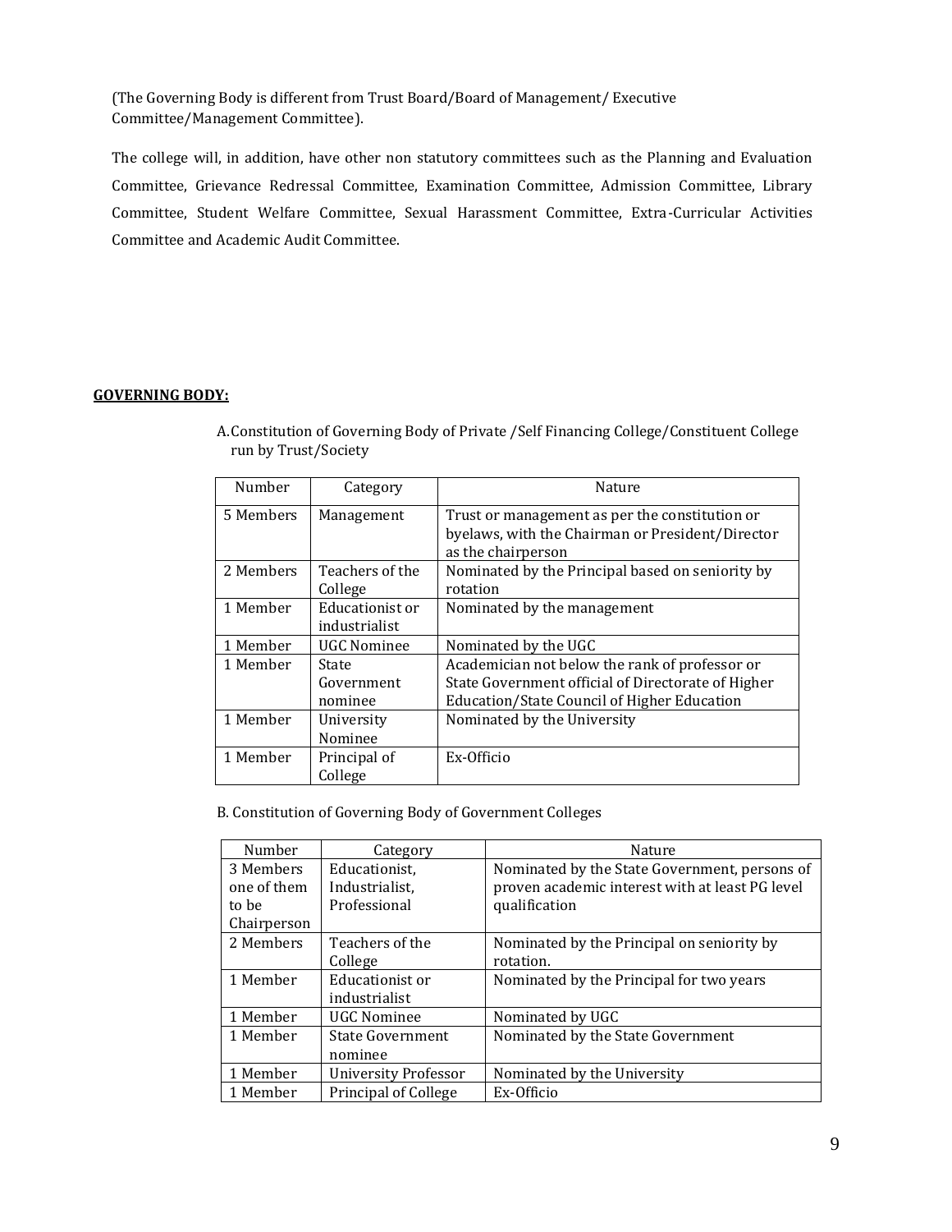(The Governing Body is different from Trust Board/Board of Management/ Executive Committee/Management Committee).

The college will, in addition, have other non statutory committees such as the Planning and Evaluation Committee, Grievance Redressal Committee, Examination Committee, Admission Committee, Library Committee, Student Welfare Committee, Sexual Harassment Committee, Extra-Curricular Activities Committee and Academic Audit Committee.

**GOVERNING BODY:**

A. Constitution of Governing Body of Private /Self Financing College/Constituent College run by Trust/Society

| Number | Category | Nature |
|---|---|---|
| 5 Members | Management | Trust or management as per the constitution or byelaws, with the Chairman or President/Director as the chairperson |
| 2 Members | Teachers of the College | Nominated by the Principal based on seniority by rotation |
| 1 Member | Educationist or industrialist | Nominated by the management |
| 1 Member | UGC Nominee | Nominated by the UGC |
| 1 Member | State Government nominee | Academician not below the rank of professor or State Government official of Directorate of Higher Education/State Council of Higher Education |
| 1 Member | University Nominee | Nominated by the University |
| 1 Member | Principal of College | Ex-Officio |

B. Constitution of Governing Body of Government Colleges

| Number | Category | Nature |
|---|---|---|
| 3 Members one of them to be Chairperson | Educationist, Industrialist, Professional | Nominated by the State Government, persons of proven academic interest with at least PG level qualification |
| 2 Members | Teachers of the College | Nominated by the Principal on seniority by rotation. |
| 1 Member | Educationist or industrialist | Nominated by the Principal for two years |
| 1 Member | UGC Nominee | Nominated by UGC |
| 1 Member | State Government nominee | Nominated by the State Government |
| 1 Member | University Professor | Nominated by the University |
| 1 Member | Principal of College | Ex-Officio |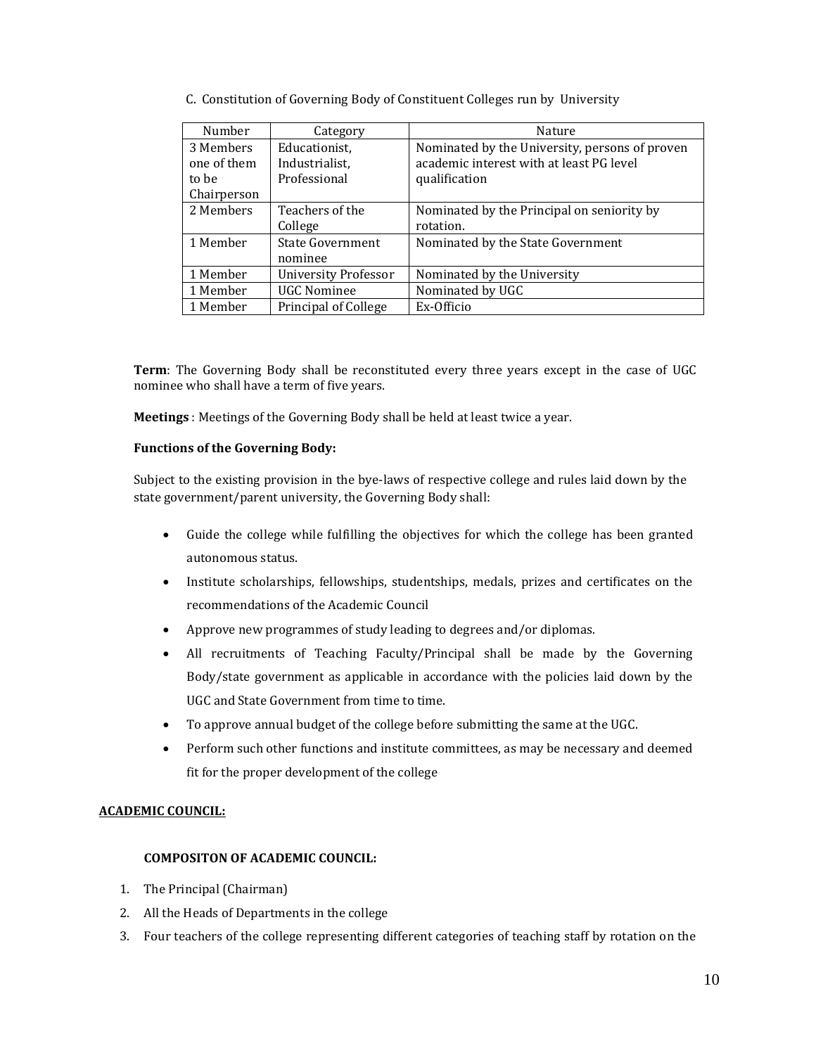C. Constitution of Governing Body of Constituent Colleges run by University

| Number | Category | Nature |
|---|---|---|
| 3 Members one of them to be Chairperson | Educationist, Industrialist, Professional | Nominated by the University, persons of proven academic interest with at least PG level qualification |
| 2 Members | Teachers of the College | Nominated by the Principal on seniority by rotation. |
| 1 Member | State Government nominee | Nominated by the State Government |
| 1 Member | University Professor | Nominated by the University |
| 1 Member | UGC Nominee | Nominated by UGC |
| 1 Member | Principal of College | Ex-Officio |

**Term**: The Governing Body shall be reconstituted every three years except in the case of UGC nominee who shall have a term of five years.

**Meetings** : Meetings of the Governing Body shall be held at least twice a year.

**Functions of the Governing Body:**

Subject to the existing provision in the bye-laws of respective college and rules laid down by the state government/parent university, the Governing Body shall:

- Guide the college while fulfilling the objectives for which the college has been granted autonomous status.
- Institute scholarships, fellowships, studentships, medals, prizes and certificates on the recommendations of the Academic Council
- Approve new programmes of study leading to degrees and/or diplomas.
- All recruitments of Teaching Faculty/Principal shall be made by the Governing Body/state government as applicable in accordance with the policies laid down by the UGC and State Government from time to time.
- To approve annual budget of the college before submitting the same at the UGC.
- Perform such other functions and institute committees, as may be necessary and deemed fit for the proper development of the college

**ACADEMIC COUNCIL:**

**COMPOSITON OF ACADEMIC COUNCIL:**

1. The Principal (Chairman)
2. All the Heads of Departments in the college
3. Four teachers of the college representing different categories of teaching staff by rotation on the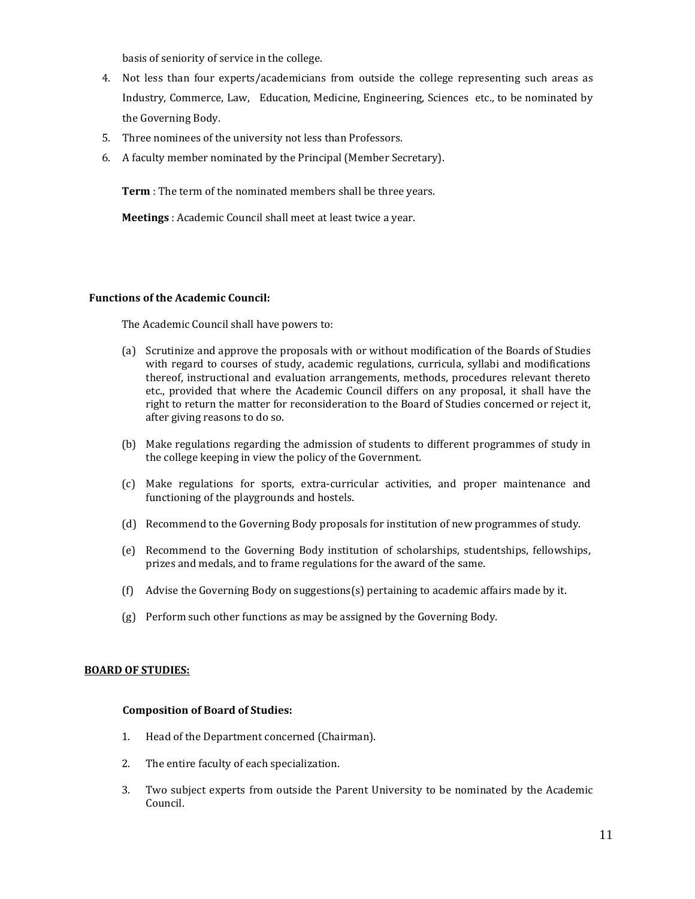basis of seniority of service in the college.

4. Not less than four experts/academicians from outside the college representing such areas as Industry, Commerce, Law, Education, Medicine, Engineering, Sciences etc., to be nominated by the Governing Body.
5. Three nominees of the university not less than Professors.
6. A faculty member nominated by the Principal (Member Secretary).

**Term** : The term of the nominated members shall be three years.

**Meetings** : Academic Council shall meet at least twice a year.

**Functions of the Academic Council:**

The Academic Council shall have powers to:

(a) Scrutinize and approve the proposals with or without modification of the Boards of Studies with regard to courses of study, academic regulations, curricula, syllabi and modifications thereof, instructional and evaluation arrangements, methods, procedures relevant thereto etc., provided that where the Academic Council differs on any proposal, it shall have the right to return the matter for reconsideration to the Board of Studies concerned or reject it, after giving reasons to do so.

(b) Make regulations regarding the admission of students to different programmes of study in the college keeping in view the policy of the Government.

(c) Make regulations for sports, extra-curricular activities, and proper maintenance and functioning of the playgrounds and hostels.

(d) Recommend to the Governing Body proposals for institution of new programmes of study.

(e) Recommend to the Governing Body institution of scholarships, studentships, fellowships, prizes and medals, and to frame regulations for the award of the same.

(f) Advise the Governing Body on suggestions(s) pertaining to academic affairs made by it.

(g) Perform such other functions as may be assigned by the Governing Body.

**BOARD OF STUDIES:**

**Composition of Board of Studies:**

1. Head of the Department concerned (Chairman).
2. The entire faculty of each specialization.
3. Two subject experts from outside the Parent University to be nominated by the Academic Council.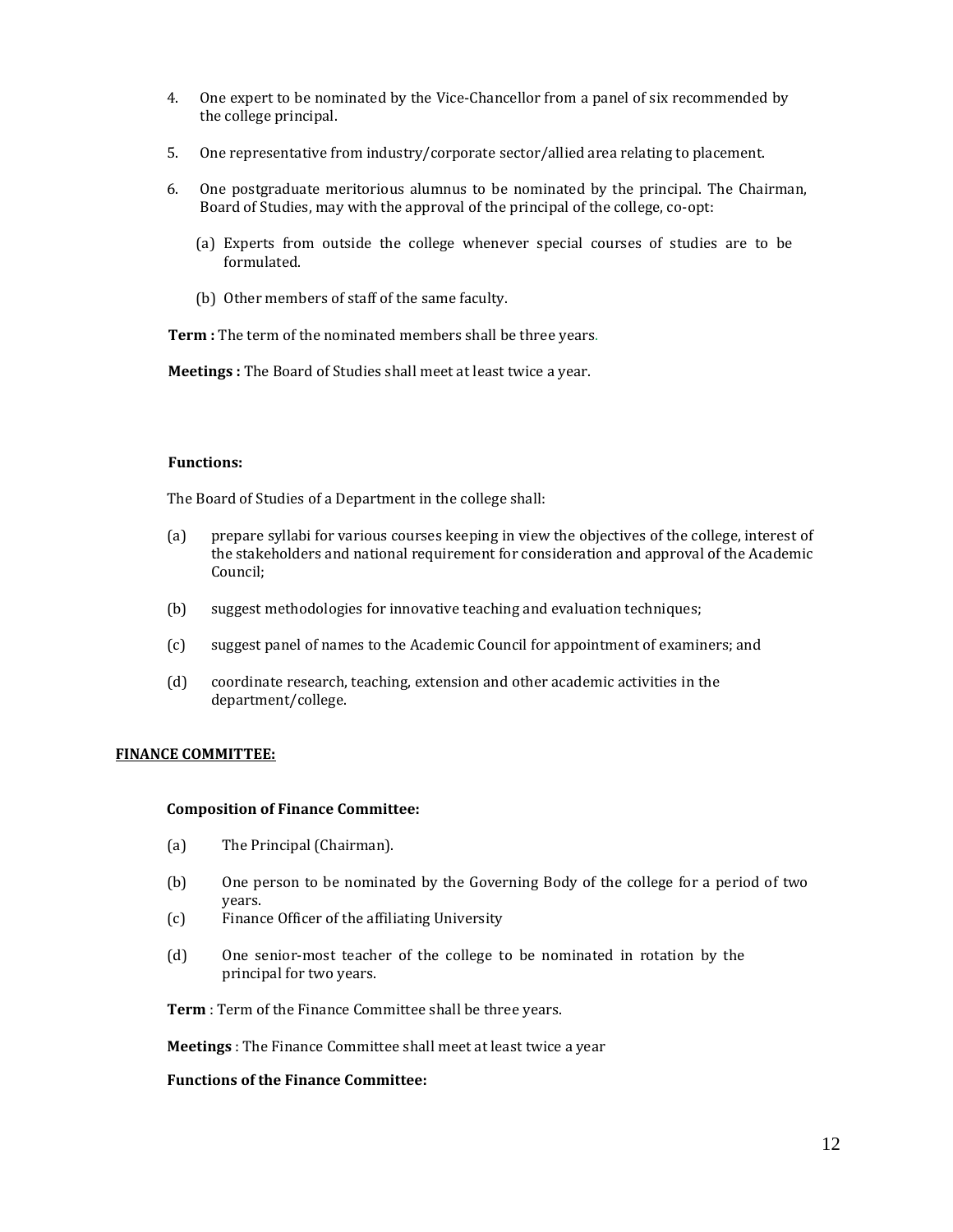4. One expert to be nominated by the Vice-Chancellor from a panel of six recommended by the college principal.

5. One representative from industry/corporate sector/allied area relating to placement.

6. One postgraduate meritorious alumnus to be nominated by the principal. The Chairman, Board of Studies, may with the approval of the principal of the college, co-opt:

   (a) Experts from outside the college whenever special courses of studies are to be formulated.

   (b) Other members of staff of the same faculty.

**Term :** The term of the nominated members shall be three years.

**Meetings :** The Board of Studies shall meet at least twice a year.

**Functions:**

The Board of Studies of a Department in the college shall:

(a) prepare syllabi for various courses keeping in view the objectives of the college, interest of the stakeholders and national requirement for consideration and approval of the Academic Council;

(b) suggest methodologies for innovative teaching and evaluation techniques;

(c) suggest panel of names to the Academic Council for appointment of examiners; and

(d) coordinate research, teaching, extension and other academic activities in the department/college.

## FINANCE COMMITTEE:

**Composition of Finance Committee:**

(a) The Principal (Chairman).

(b) One person to be nominated by the Governing Body of the college for a period of two years.

(c) Finance Officer of the affiliating University

(d) One senior-most teacher of the college to be nominated in rotation by the principal for two years.

**Term** : Term of the Finance Committee shall be three years.

**Meetings** : The Finance Committee shall meet at least twice a year

**Functions of the Finance Committee:**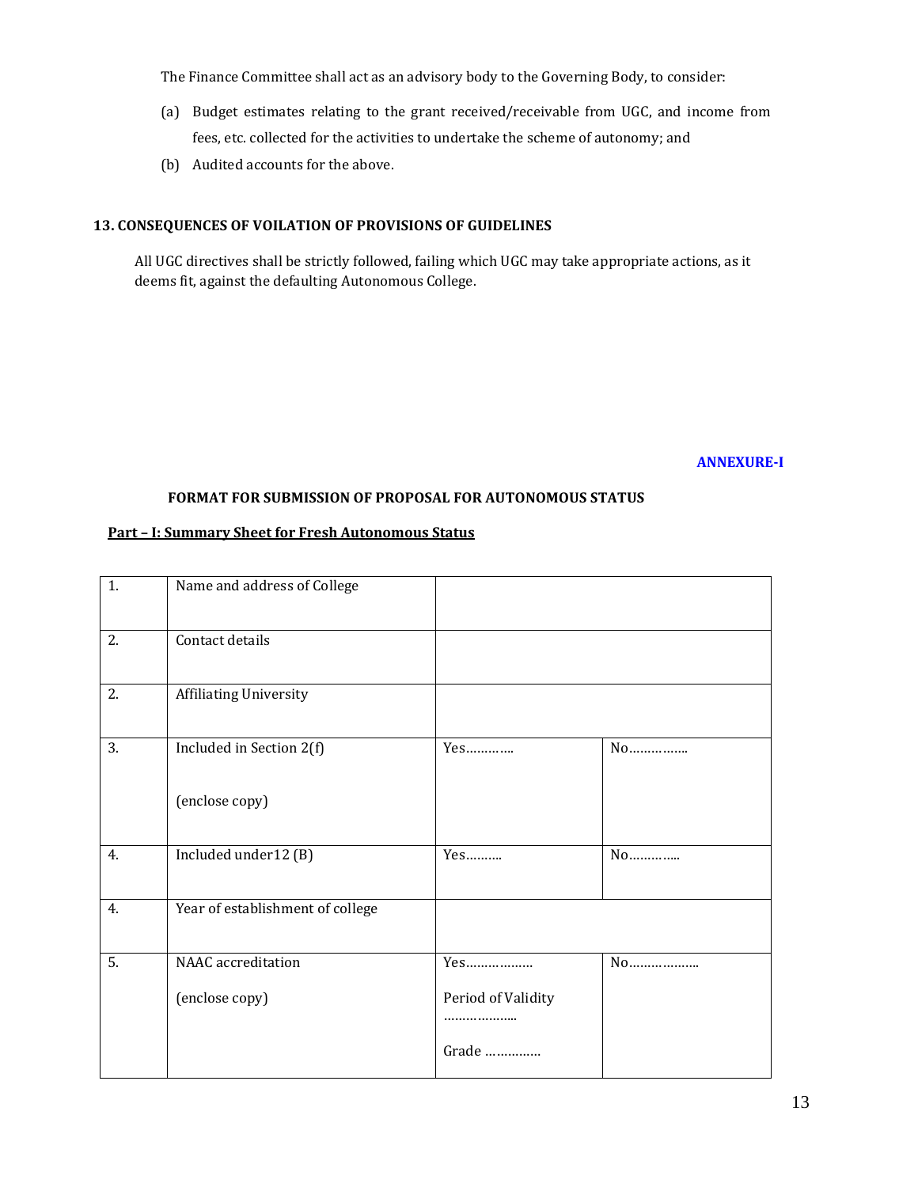The Finance Committee shall act as an advisory body to the Governing Body, to consider:

(a) Budget estimates relating to the grant received/receivable from UGC, and income from fees, etc. collected for the activities to undertake the scheme of autonomy; and

(b) Audited accounts for the above.

**13. CONSEQUENCES OF VOILATION OF PROVISIONS OF GUIDELINES**

All UGC directives shall be strictly followed, failing which UGC may take appropriate actions, as it deems fit, against the defaulting Autonomous College.

**ANNEXURE-I**

**FORMAT FOR SUBMISSION OF PROPOSAL FOR AUTONOMOUS STATUS**

**Part – I: Summary Sheet for Fresh Autonomous Status**

| | | | |
|---|---|---|---|
| 1. | Name and address of College | | |
| 2. | Contact details | | |
| 2. | Affiliating University | | |
| 3. | Included in Section 2(f)<br><br>(enclose copy) | Yes………… | No…………… |
| 4. | Included under12 (B) | Yes………. | No………….. |
| 4. | Year of establishment of college | | |
| 5. | NAAC accreditation<br><br>(enclose copy) | Yes………………<br><br>Period of Validity<br>………………..<br><br>Grade …………… | No………………. |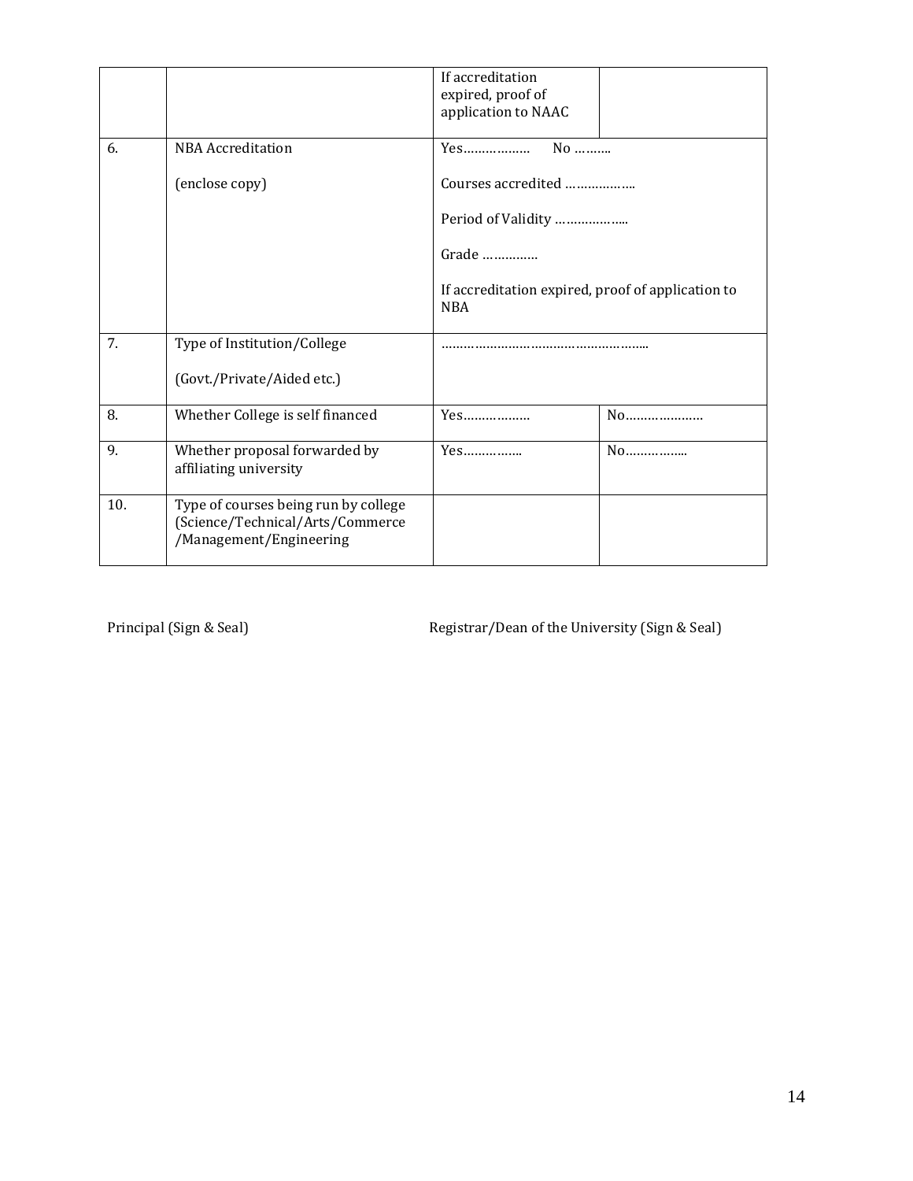| | | | |
|---|---|---|---|
| | | If accreditation expired, proof of application to NAAC | |
| 6. | NBA Accreditation<br><br>(enclose copy) | Yes……………… No ……….<br><br>Courses accredited ……………..<br><br>Period of Validity ……………...<br><br>Grade ……………<br><br>If accreditation expired, proof of application to NBA | |
| 7. | Type of Institution/College<br><br>(Govt./Private/Aided etc.) | ……………………………………………... | |
| 8. | Whether College is self financed | Yes……………… | No………………… |
| 9. | Whether proposal forwarded by affiliating university | Yes…………….. | No……………... |
| 10. | Type of courses being run by college (Science/Technical/Arts/Commerce /Management/Engineering | | |

Principal (Sign & Seal)                                        Registrar/Dean of the University (Sign & Seal)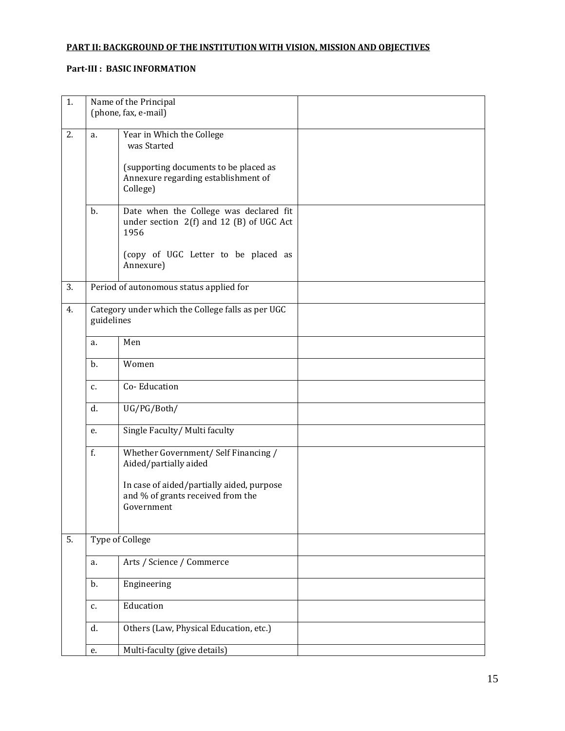**PART II: BACKGROUND OF THE INSTITUTION WITH VISION, MISSION AND OBJECTIVES**

**Part-III : BASIC INFORMATION**

| | | | |
|---|---|---|---|
| 1. | Name of the Principal (phone, fax, e-mail) | | |
| 2. | a. | Year in Which the College was Started<br><br>(supporting documents to be placed as Annexure regarding establishment of College) | |
| | b. | Date when the College was declared fit under section 2(f) and 12 (B) of UGC Act 1956<br><br>(copy of UGC Letter to be placed as Annexure) | |
| 3. | Period of autonomous status applied for | | |
| 4. | Category under which the College falls as per UGC guidelines | | |
| | a. | Men | |
| | b. | Women | |
| | c. | Co- Education | |
| | d. | UG/PG/Both/ | |
| | e. | Single Faculty/ Multi faculty | |
| | f. | Whether Government/ Self Financing / Aided/partially aided<br><br>In case of aided/partially aided, purpose and % of grants received from the Government | |
| 5. | Type of College | | |
| | a. | Arts / Science / Commerce | |
| | b. | Engineering | |
| | c. | Education | |
| | d. | Others (Law, Physical Education, etc.) | |
| | e. | Multi-faculty (give details) | |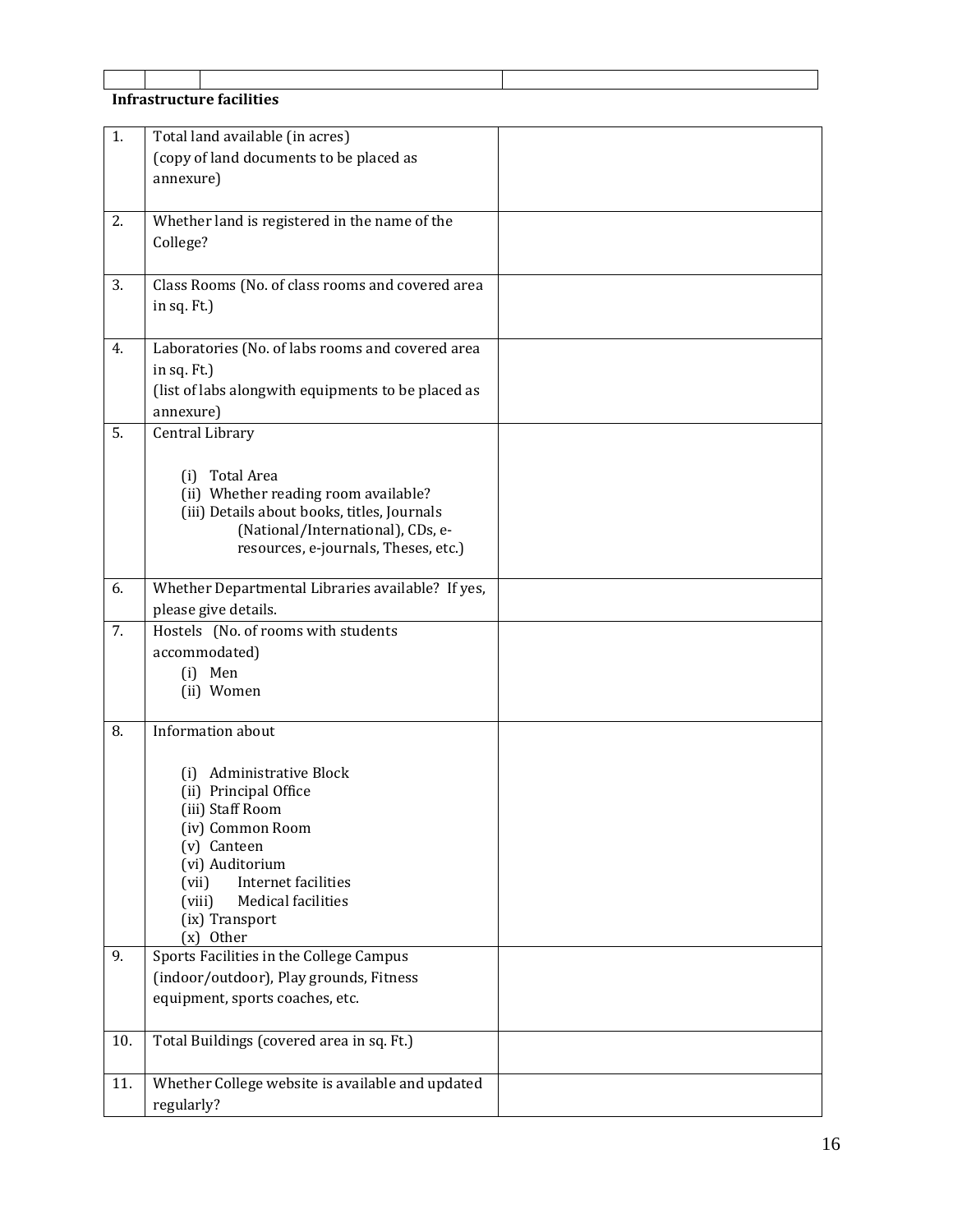| | | | |
|---|---|---|---|

**Infrastructure facilities**

| | | |
|---|---|---|
| 1. | Total land available (in acres)<br>(copy of land documents to be placed as annexure) | |
| 2. | Whether land is registered in the name of the College? | |
| 3. | Class Rooms (No. of class rooms and covered area in sq. Ft.) | |
| 4. | Laboratories (No. of labs rooms and covered area in sq. Ft.)<br>(list of labs alongwith equipments to be placed as annexure) | |
| 5. | Central Library<br><br>(i) Total Area<br>(ii) Whether reading room available?<br>(iii) Details about books, titles, Journals (National/International), CDs, e-resources, e-journals, Theses, etc.) | |
| 6. | Whether Departmental Libraries available? If yes, please give details. | |
| 7. | Hostels (No. of rooms with students accommodated)<br>(i) Men<br>(ii) Women | |
| 8. | Information about<br><br>(i) Administrative Block<br>(ii) Principal Office<br>(iii) Staff Room<br>(iv) Common Room<br>(v) Canteen<br>(vi) Auditorium<br>(vii) Internet facilities<br>(viii) Medical facilities<br>(ix) Transport<br>(x) Other | |
| 9. | Sports Facilities in the College Campus (indoor/outdoor), Play grounds, Fitness equipment, sports coaches, etc. | |
| 10. | Total Buildings (covered area in sq. Ft.) | |
| 11. | Whether College website is available and updated regularly? | |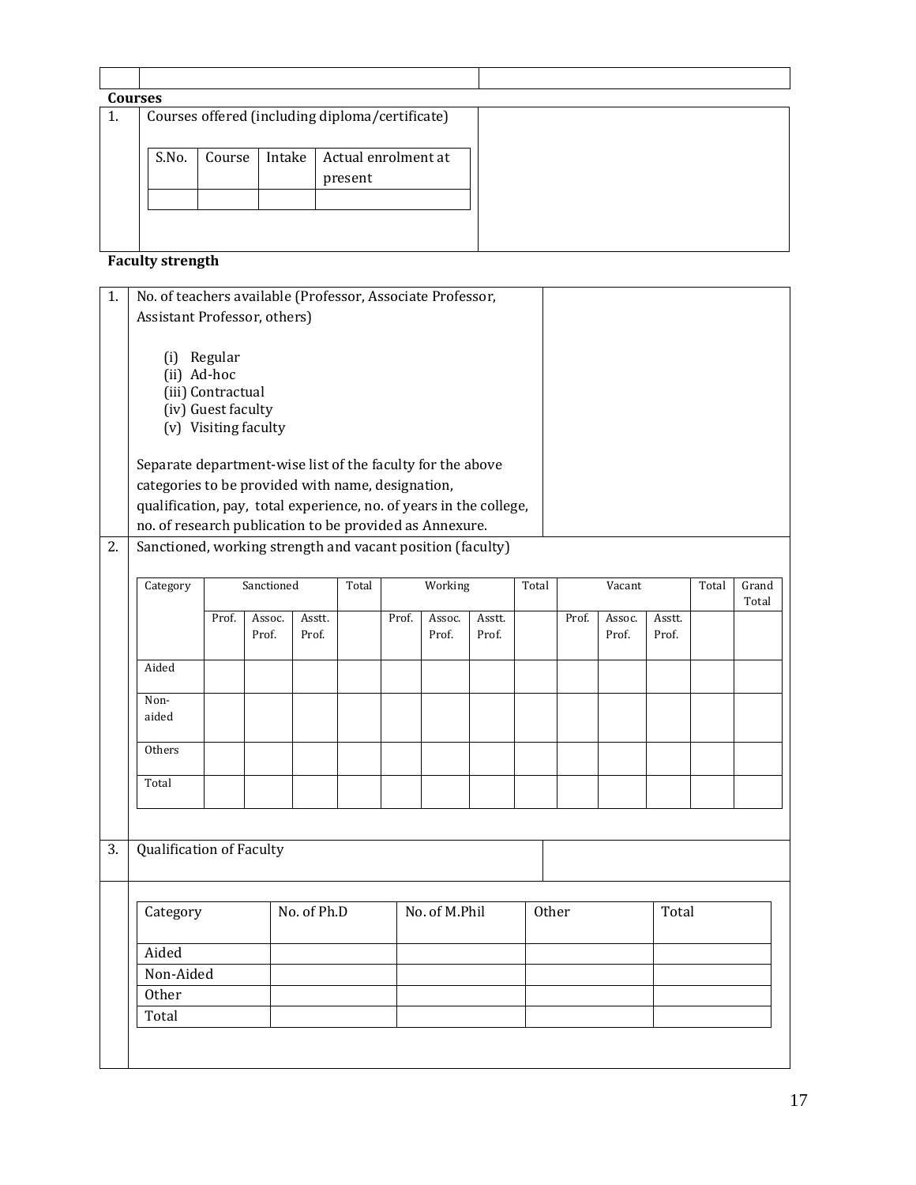| | | |
|---|---|---|
| | | |

**Courses**

| | | |
|---|---|---|
| 1. | Courses offered (including diploma/certificate) | |

| S.No. | Course | Intake | Actual enrolment at present |
|---|---|---|---|
| | | | |

**Faculty strength**

1. No. of teachers available (Professor, Associate Professor, Assistant Professor, others)

   (i) Regular
   (ii) Ad-hoc
   (iii) Contractual
   (iv) Guest faculty
   (v) Visiting faculty

   Separate department-wise list of the faculty for the above categories to be provided with name, designation, qualification, pay, total experience, no. of years in the college, no. of research publication to be provided as Annexure.

2. Sanctioned, working strength and vacant position (faculty)

| Category | Sanctioned | | | Total | Working | | | Total | Vacant | | | Total | Grand Total |
|---|---|---|---|---|---|---|---|---|---|---|---|---|---|
| | Prof. | Assoc. Prof. | Asstt. Prof. | | Prof. | Assoc. Prof. | Asstt. Prof. | | Prof. | Assoc. Prof. | Asstt. Prof. | | |
| Aided | | | | | | | | | | | | | |
| Non-aided | | | | | | | | | | | | | |
| Others | | | | | | | | | | | | | |
| Total | | | | | | | | | | | | | |

3. Qualification of Faculty

| Category | No. of Ph.D | No. of M.Phil | Other | Total |
|---|---|---|---|---|
| Aided | | | | |
| Non-Aided | | | | |
| Other | | | | |
| Total | | | | |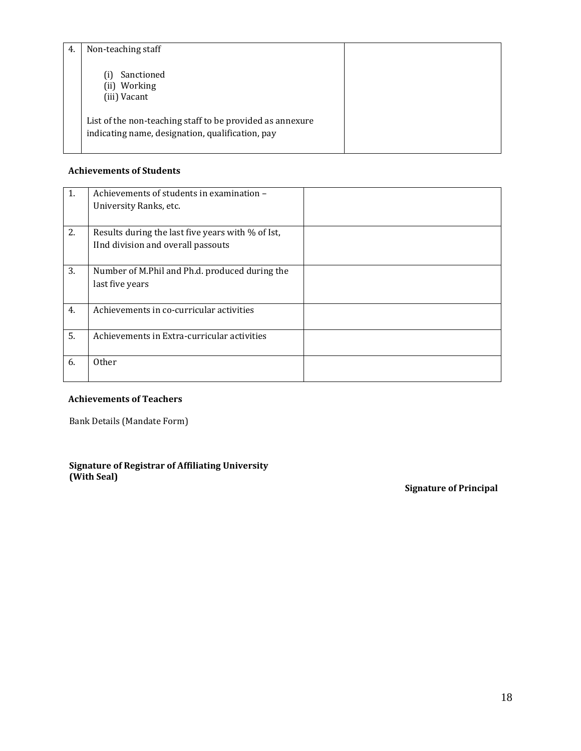| 4. | Non-teaching staff<br><br>(i) Sanctioned<br>(ii) Working<br>(iii) Vacant<br><br>List of the non-teaching staff to be provided as annexure indicating name, designation, qualification, pay | |
|---|---|---|

**Achievements of Students**

| 1. | Achievements of students in examination – University Ranks, etc. | |
|---|---|---|
| 2. | Results during the last five years with % of Ist, IInd division and overall passouts | |
| 3. | Number of M.Phil and Ph.d. produced during the last five years | |
| 4. | Achievements in co-curricular activities | |
| 5. | Achievements in Extra-curricular activities | |
| 6. | Other | |

**Achievements of Teachers**

Bank Details (Mandate Form)

**Signature of Registrar of Affiliating University (With Seal)**

**Signature of Principal**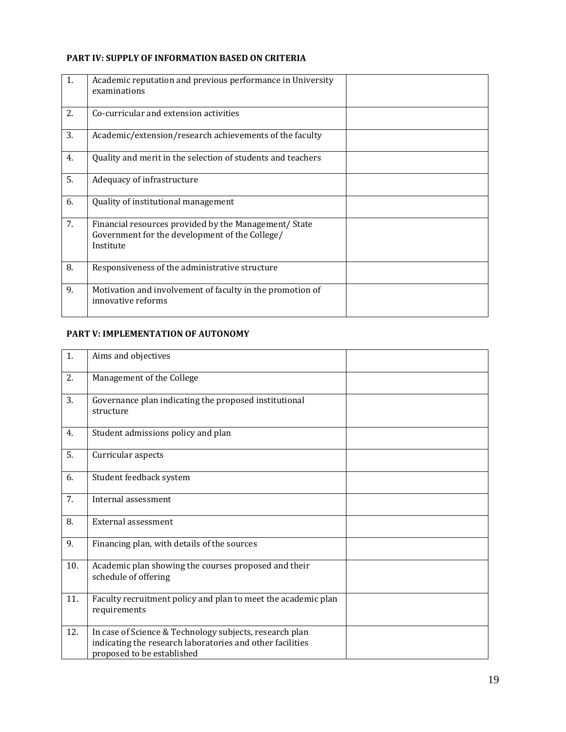**PART IV: SUPPLY OF INFORMATION BASED ON CRITERIA**

| | | |
|---|---|---|
| 1. | Academic reputation and previous performance in University examinations | |
| 2. | Co-curricular and extension activities | |
| 3. | Academic/extension/research achievements of the faculty | |
| 4. | Quality and merit in the selection of students and teachers | |
| 5. | Adequacy of infrastructure | |
| 6. | Quality of institutional management | |
| 7. | Financial resources provided by the Management/ State Government for the development of the College/ Institute | |
| 8. | Responsiveness of the administrative structure | |
| 9. | Motivation and involvement of faculty in the promotion of innovative reforms | |

**PART V: IMPLEMENTATION OF AUTONOMY**

| | | |
|---|---|---|
| 1. | Aims and objectives | |
| 2. | Management of the College | |
| 3. | Governance plan indicating the proposed institutional structure | |
| 4. | Student admissions policy and plan | |
| 5. | Curricular aspects | |
| 6. | Student feedback system | |
| 7. | Internal assessment | |
| 8. | External assessment | |
| 9. | Financing plan, with details of the sources | |
| 10. | Academic plan showing the courses proposed and their schedule of offering | |
| 11. | Faculty recruitment policy and plan to meet the academic plan requirements | |
| 12. | In case of Science & Technology subjects, research plan indicating the research laboratories and other facilities proposed to be established | |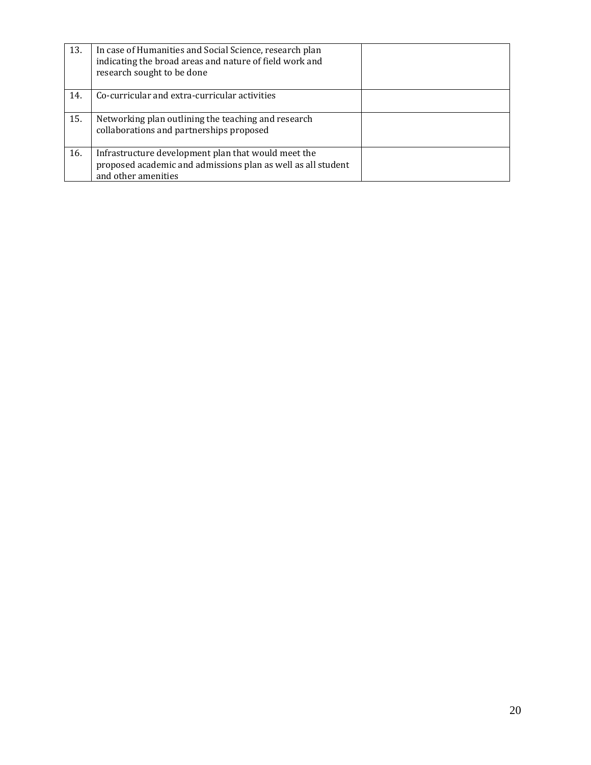| | | |
|---|---|---|
| 13. | In case of Humanities and Social Science, research plan indicating the broad areas and nature of field work and research sought to be done | |
| 14. | Co-curricular and extra-curricular activities | |
| 15. | Networking plan outlining the teaching and research collaborations and partnerships proposed | |
| 16. | Infrastructure development plan that would meet the proposed academic and admissions plan as well as all student and other amenities | |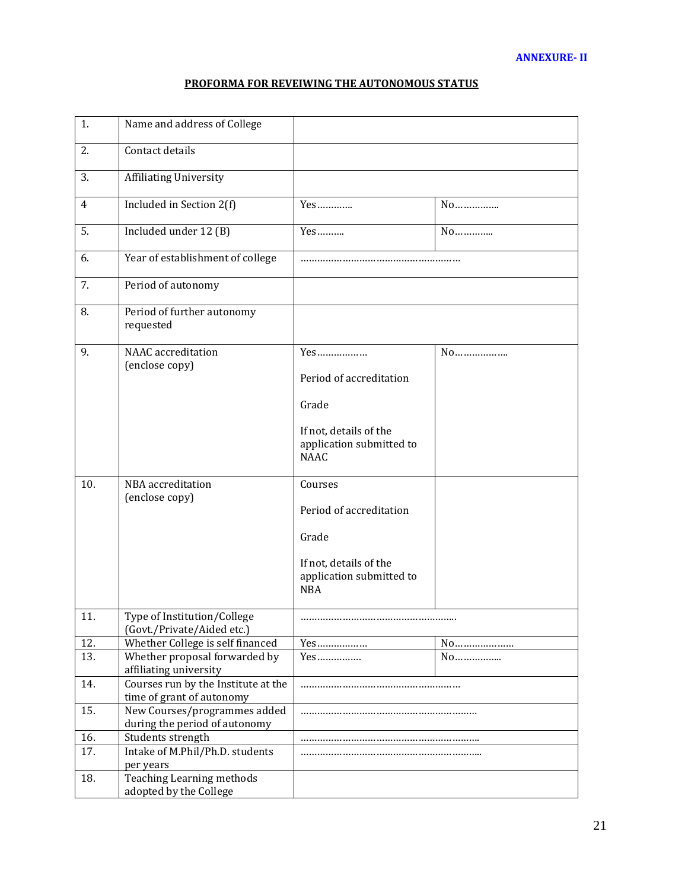**ANNEXURE- II**

**PROFORMA FOR REVEIWING THE AUTONOMOUS STATUS**

| | | | |
|---|---|---|---|
| 1. | Name and address of College | | |
| 2. | Contact details | | |
| 3. | Affiliating University | | |
| 4 | Included in Section 2(f) | Yes………… | No………….. |
| 5. | Included under 12 (B) | Yes………. | No……….... |
| 6. | Year of establishment of college | ………………………………………………… | |
| 7. | Period of autonomy | | |
| 8. | Period of further autonomy requested | | |
| 9. | NAAC accreditation (enclose copy) | Yes………………<br><br>Period of accreditation<br><br>Grade<br><br>If not, details of the application submitted to NAAC | No…………….... |
| 10. | NBA accreditation (enclose copy) | Courses<br><br>Period of accreditation<br><br>Grade<br><br>If not, details of the application submitted to NBA | |
| 11. | Type of Institution/College (Govt./Private/Aided etc.) | ………………………………………………. | |
| 12. | Whether College is self financed | Yes……………… | No……………….. |
| 13. | Whether proposal forwarded by affiliating university | Yes……………. | No………….... |
| 14. | Courses run by the Institute at the time of grant of autonomy | ………………………………………………… | |
| 15. | New Courses/programmes added during the period of autonomy | ……………………………………………………… | |
| 16. | Students strength | ……………………………………………………….. | |
| 17. | Intake of M.Phil/Ph.D. students per years | ……………………………………………………….... | |
| 18. | Teaching Learning methods adopted by the College | | |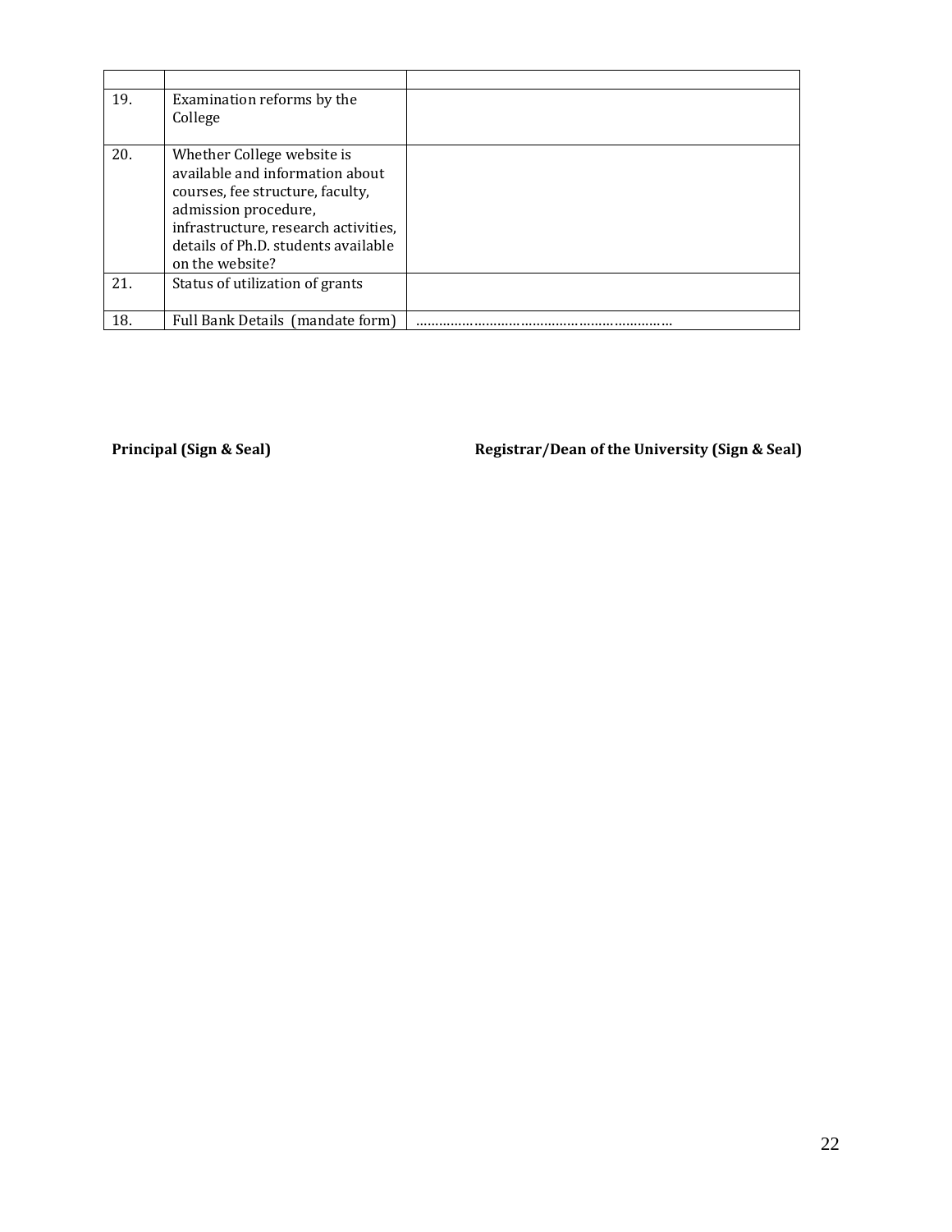| | | |
|---|---|---|
| 19. | Examination reforms by the College | |
| 20. | Whether College website is available and information about courses, fee structure, faculty, admission procedure, infrastructure, research activities, details of Ph.D. students available on the website? | |
| 21. | Status of utilization of grants | |
| 18. | Full Bank Details (mandate form) | ………………………………………………………… |

**Principal (Sign & Seal)** **Registrar/Dean of the University (Sign & Seal)**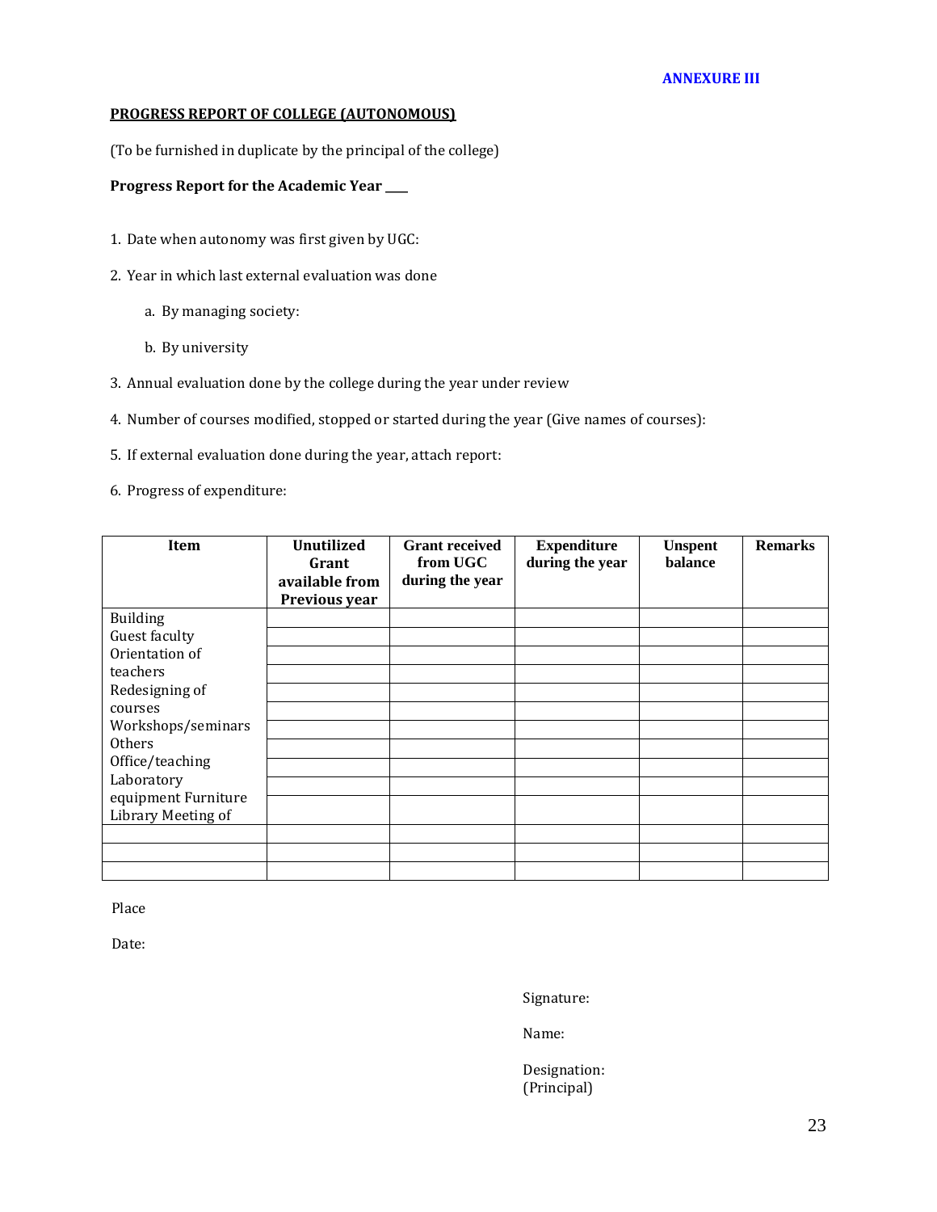**ANNEXURE III**

**PROGRESS REPORT OF COLLEGE (AUTONOMOUS)**

(To be furnished in duplicate by the principal of the college)

**Progress Report for the Academic Year ___**

1. Date when autonomy was first given by UGC:
2. Year in which last external evaluation was done
   a. By managing society:
   b. By university
3. Annual evaluation done by the college during the year under review
4. Number of courses modified, stopped or started during the year (Give names of courses):
5. If external evaluation done during the year, attach report:
6. Progress of expenditure:

| Item | Unutilized Grant available from Previous year | Grant received from UGC during the year | Expenditure during the year | Unspent balance | Remarks |
|---|---|---|---|---|---|
| Building | | | | | |
| Guest faculty | | | | | |
| Orientation of teachers | | | | | |
| Redesigning of courses | | | | | |
| Workshops/seminars | | | | | |
| Others | | | | | |
| Office/teaching | | | | | |
| Laboratory equipment Furniture | | | | | |
| Library Meeting of | | | | | |
| | | | | | |
| | | | | | |
| | | | | | |

Place

Date:

Signature:

Name:

Designation:
(Principal)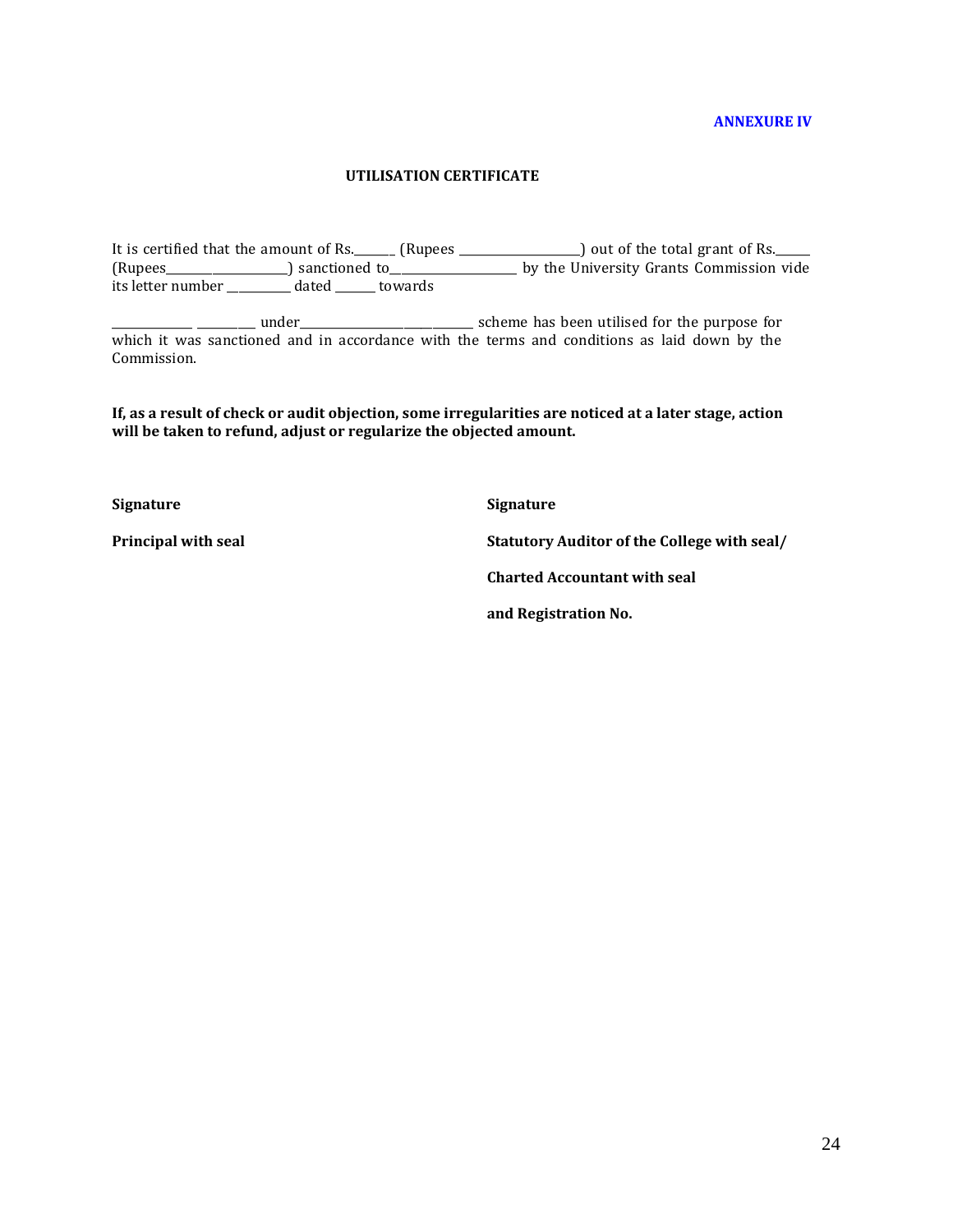**ANNEXURE IV**

## UTILISATION CERTIFICATE

It is certified that the amount of Rs.______ (Rupees __________________) out of the total grant of Rs.______ (Rupees____________________) sanctioned to___________________ by the University Grants Commission vide its letter number _________ dated ______ towards

____________ _________ under__________________________ scheme has been utilised for the purpose for which it was sanctioned and in accordance with the terms and conditions as laid down by the Commission.

**If, as a result of check or audit objection, some irregularities are noticed at a later stage, action will be taken to refund, adjust or regularize the objected amount.**

**Signature**

**Principal with seal**

**Signature**

**Statutory Auditor of the College with seal/**

**Charted Accountant with seal**

**and Registration No.**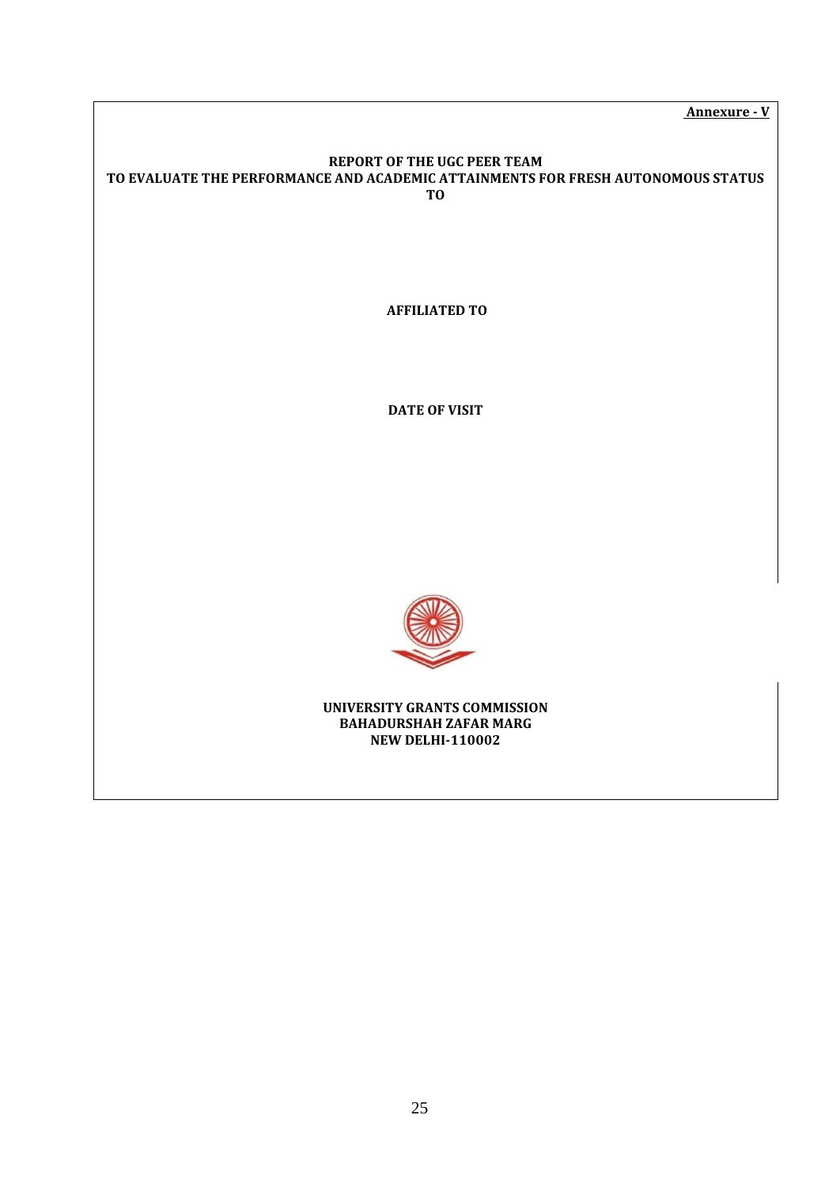**Annexure - V**

**REPORT OF THE UGC PEER TEAM**
**TO EVALUATE THE PERFORMANCE AND ACADEMIC ATTAINMENTS FOR FRESH AUTONOMOUS STATUS TO**

**AFFILIATED TO**

**DATE OF VISIT**

**UNIVERSITY GRANTS COMMISSION**
**BAHADURSHAH ZAFAR MARG**
**NEW DELHI-110002**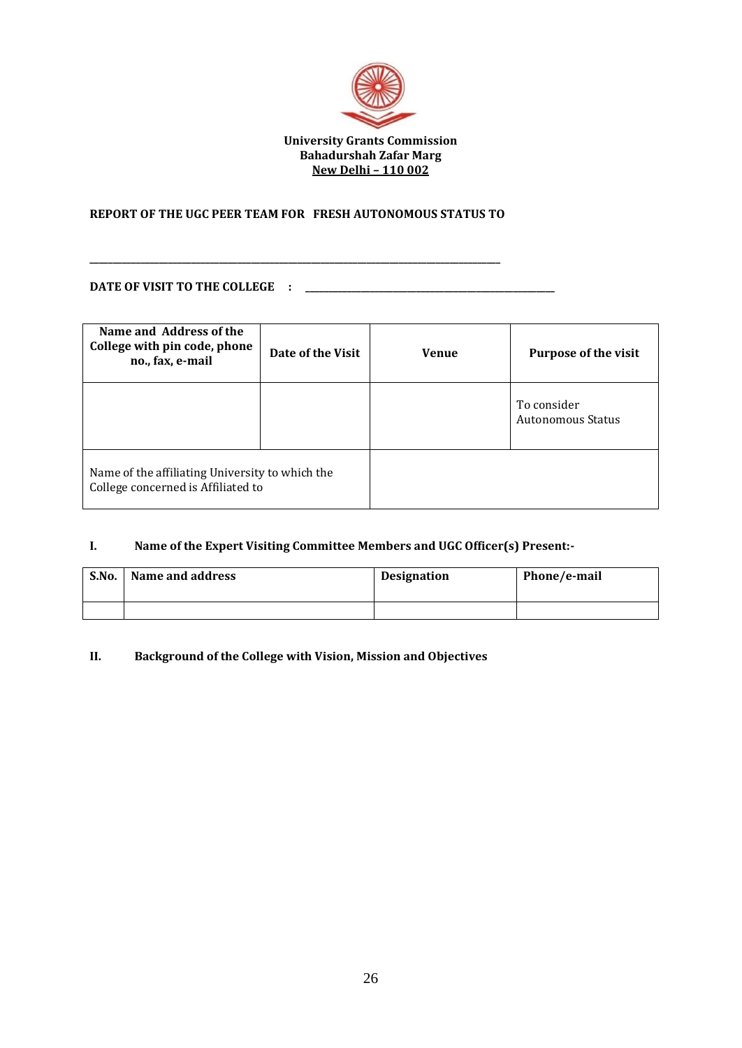**University Grants Commission**
**Bahadurshah Zafar Marg**
**New Delhi – 110 002**

**REPORT OF THE UGC PEER TEAM FOR FRESH AUTONOMOUS STATUS TO**

________________________________________________________________________________

**DATE OF VISIT TO THE COLLEGE : ____________________________________________**

| Name and Address of the College with pin code, phone no., fax, e-mail | Date of the Visit | Venue | Purpose of the visit |
|---|---|---|---|
| | | | To consider Autonomous Status |
| Name of the affiliating University to which the College concerned is Affiliated to | | | |

**I. Name of the Expert Visiting Committee Members and UGC Officer(s) Present:-**

| S.No. | Name and address | Designation | Phone/e-mail |
|---|---|---|---|
| | | | |

**II. Background of the College with Vision, Mission and Objectives**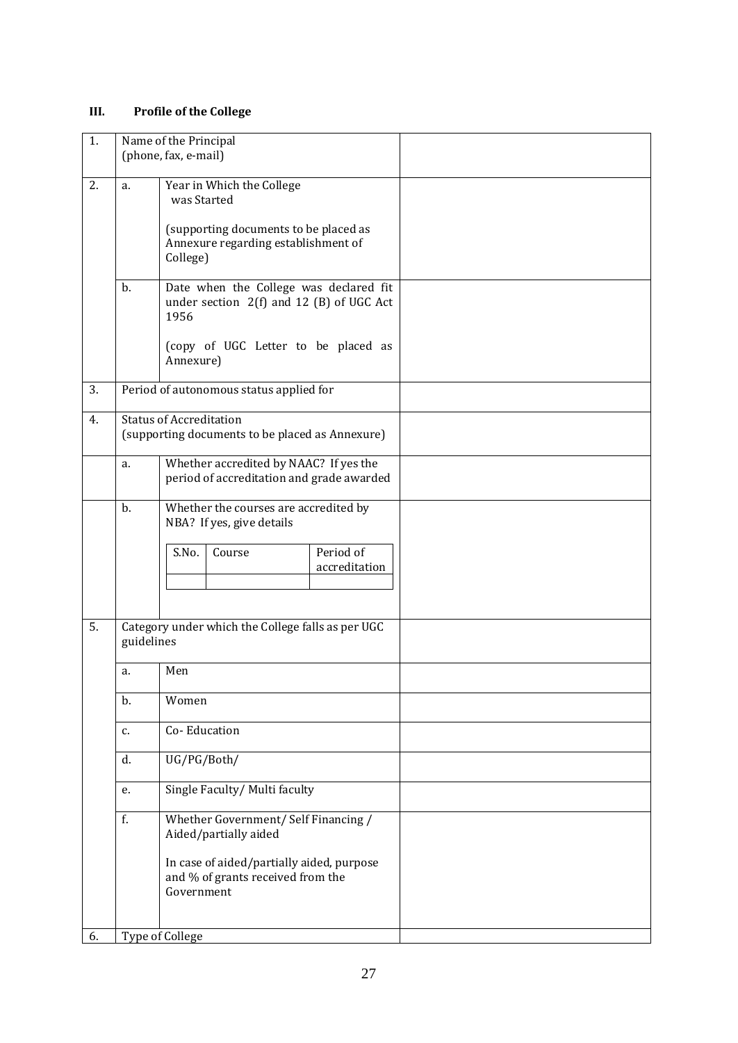### III. Profile of the College

| | | | |
|---|---|---|---|
| 1. | Name of the Principal (phone, fax, e-mail) | | |
| 2. | a. | Year in Which the College was Started<br><br>(supporting documents to be placed as Annexure regarding establishment of College) | |
| | b. | Date when the College was declared fit under section 2(f) and 12 (B) of UGC Act 1956<br><br>(copy of UGC Letter to be placed as Annexure) | |
| 3. | Period of autonomous status applied for | | |
| 4. | Status of Accreditation (supporting documents to be placed as Annexure) | | |
| | a. | Whether accredited by NAAC? If yes the period of accreditation and grade awarded | |
| | b. | Whether the courses are accredited by NBA? If yes, give details<br><br>S.No. / Course / Period of accreditation | |
| 5. | Category under which the College falls as per UGC guidelines | | |
| | a. | Men | |
| | b. | Women | |
| | c. | Co- Education | |
| | d. | UG/PG/Both/ | |
| | e. | Single Faculty/ Multi faculty | |
| | f. | Whether Government/ Self Financing / Aided/partially aided<br><br>In case of aided/partially aided, purpose and % of grants received from the Government | |
| 6. | Type of College | | |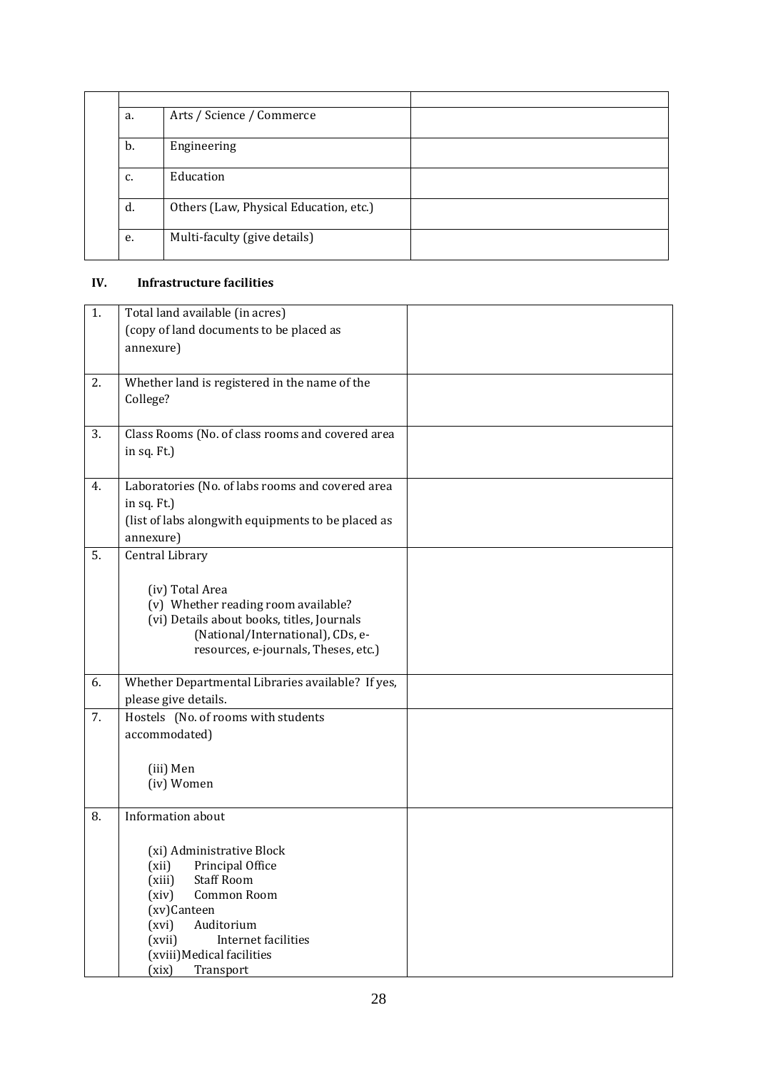| | | | |
|---|---|---|---|
| | | | |
| | a. | Arts / Science / Commerce | |
| | b. | Engineering | |
| | c. | Education | |
| | d. | Others (Law, Physical Education, etc.) | |
| | e. | Multi-faculty (give details) | |

**IV. Infrastructure facilities**

| | | |
|---|---|---|
| 1. | Total land available (in acres)<br>(copy of land documents to be placed as annexure) | |
| 2. | Whether land is registered in the name of the College? | |
| 3. | Class Rooms (No. of class rooms and covered area in sq. Ft.) | |
| 4. | Laboratories (No. of labs rooms and covered area in sq. Ft.)<br>(list of labs alongwith equipments to be placed as annexure) | |
| 5. | Central Library<br><br>(iv) Total Area<br>(v) Whether reading room available?<br>(vi) Details about books, titles, Journals (National/International), CDs, e-resources, e-journals, Theses, etc.) | |
| 6. | Whether Departmental Libraries available? If yes, please give details. | |
| 7. | Hostels (No. of rooms with students accommodated)<br><br>(iii) Men<br>(iv) Women | |
| 8. | Information about<br><br>(xi) Administrative Block<br>(xii) Principal Office<br>(xiii) Staff Room<br>(xiv) Common Room<br>(xv) Canteen<br>(xvi) Auditorium<br>(xvii) Internet facilities<br>(xviii) Medical facilities<br>(xix) Transport | |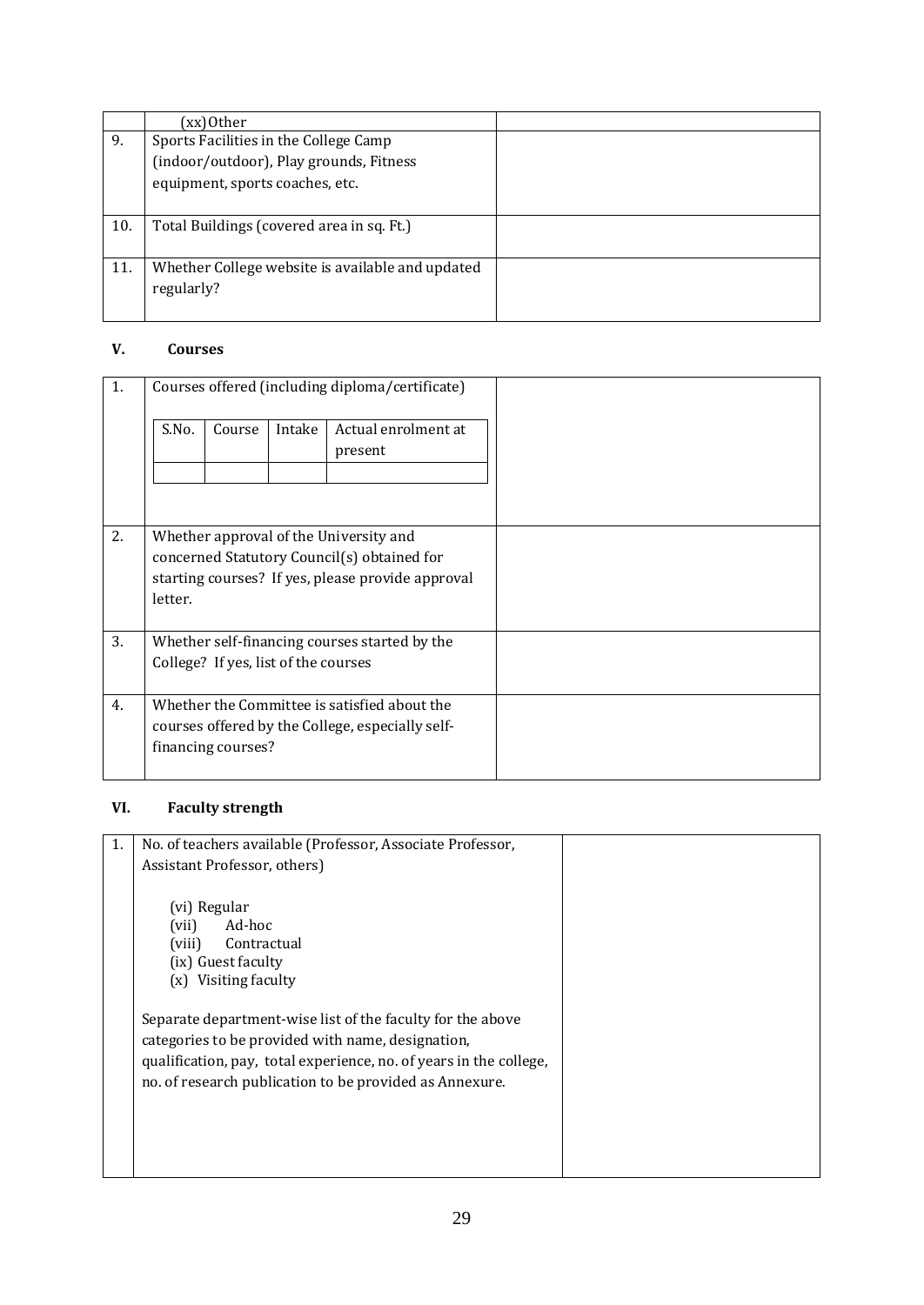| | (xx) Other | |
|---|---|---|
| 9. | Sports Facilities in the College Camp (indoor/outdoor), Play grounds, Fitness equipment, sports coaches, etc. | |
| 10. | Total Buildings (covered area in sq. Ft.) | |
| 11. | Whether College website is available and updated regularly? | |

**V. Courses**

| | | |
|---|---|---|
| 1. | Courses offered (including diploma/certificate)<br><br>S.No. \| Course \| Intake \| Actual enrolment at present | |
| 2. | Whether approval of the University and concerned Statutory Council(s) obtained for starting courses? If yes, please provide approval letter. | |
| 3. | Whether self-financing courses started by the College? If yes, list of the courses | |
| 4. | Whether the Committee is satisfied about the courses offered by the College, especially self-financing courses? | |

**VI. Faculty strength**

| | | |
|---|---|---|
| 1. | No. of teachers available (Professor, Associate Professor, Assistant Professor, others)<br><br>(vi) Regular<br>(vii) Ad-hoc<br>(viii) Contractual<br>(ix) Guest faculty<br>(x) Visiting faculty<br><br>Separate department-wise list of the faculty for the above categories to be provided with name, designation, qualification, pay, total experience, no. of years in the college, no. of research publication to be provided as Annexure. | |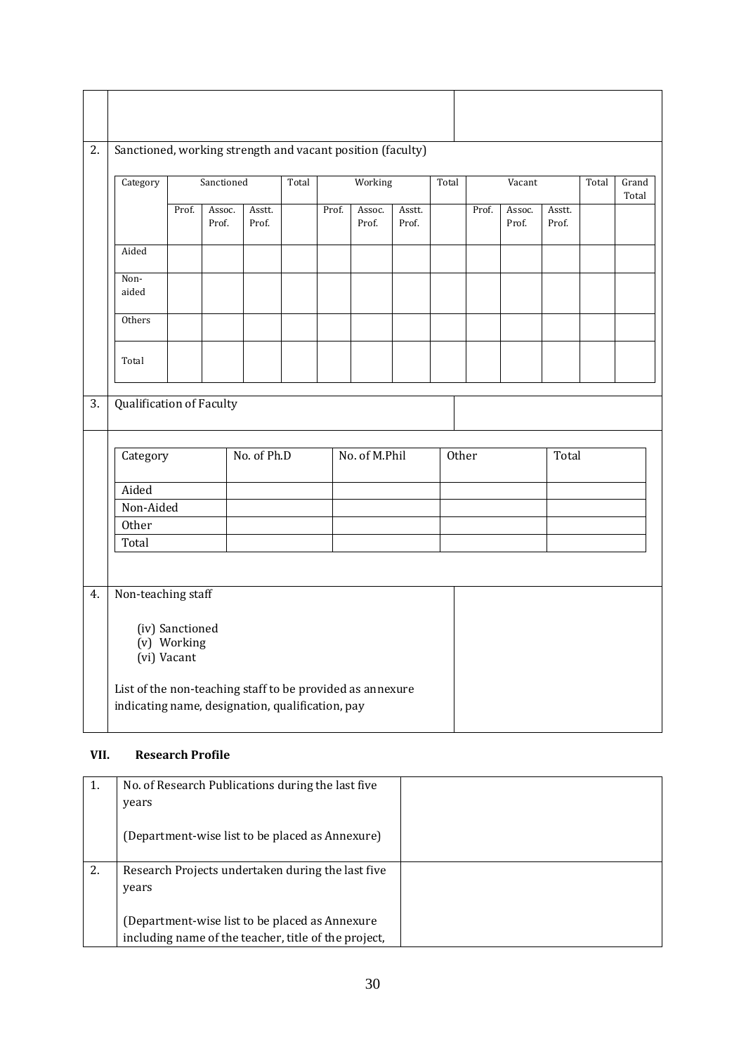| | | |
|---|---|---|
| | | |

2. Sanctioned, working strength and vacant position (faculty)

| Category | Sanctioned | | | Total | Working | | | Total | Vacant | | | Total | Grand Total |
|---|---|---|---|---|---|---|---|---|---|---|---|---|---|
| | Prof. | Assoc. Prof. | Asstt. Prof. | | Prof. | Assoc. Prof. | Asstt. Prof. | | Prof. | Assoc. Prof. | Asstt. Prof. | | |
| Aided | | | | | | | | | | | | | |
| Non-aided | | | | | | | | | | | | | |
| Others | | | | | | | | | | | | | |
| Total | | | | | | | | | | | | | |

3. Qualification of Faculty

| Category | No. of Ph.D | No. of M.Phil | Other | Total |
|---|---|---|---|---|
| Aided | | | | |
| Non-Aided | | | | |
| Other | | | | |
| Total | | | | |

4. Non-teaching staff

(iv) Sanctioned
(v) Working
(vi) Vacant

List of the non-teaching staff to be provided as annexure indicating name, designation, qualification, pay

## VII. Research Profile

| | | |
|---|---|---|
| 1. | No. of Research Publications during the last five years<br><br>(Department-wise list to be placed as Annexure) | |
| 2. | Research Projects undertaken during the last five years<br><br>(Department-wise list to be placed as Annexure including name of the teacher, title of the project, | |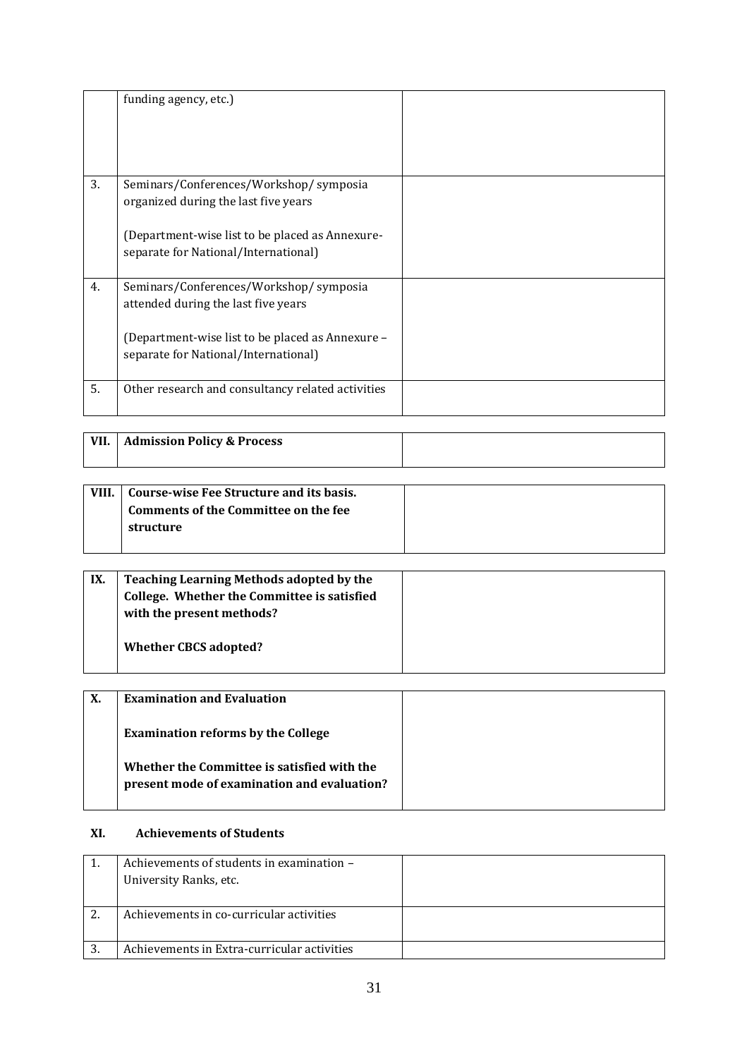| | | |
|---|---|---|
| | funding agency, etc.) | |
| 3. | Seminars/Conferences/Workshop/ symposia organized during the last five years<br><br>(Department-wise list to be placed as Annexure-separate for National/International) | |
| 4. | Seminars/Conferences/Workshop/ symposia attended during the last five years<br><br>(Department-wise list to be placed as Annexure – separate for National/International) | |
| 5. | Other research and consultancy related activities | |

| | | |
|---|---|---|
| **VII.** | **Admission Policy & Process** | |

| | | |
|---|---|---|
| **VIII.** | **Course-wise Fee Structure and its basis. Comments of the Committee on the fee structure** | |

| | | |
|---|---|---|
| **IX.** | **Teaching Learning Methods adopted by the College. Whether the Committee is satisfied with the present methods?**<br><br>**Whether CBCS adopted?** | |

| | | |
|---|---|---|
| **X.** | **Examination and Evaluation**<br><br>**Examination reforms by the College**<br><br>**Whether the Committee is satisfied with the present mode of examination and evaluation?** | |

**XI. Achievements of Students**

| | | |
|---|---|---|
| 1. | Achievements of students in examination – University Ranks, etc. | |
| 2. | Achievements in co-curricular activities | |
| 3. | Achievements in Extra-curricular activities | |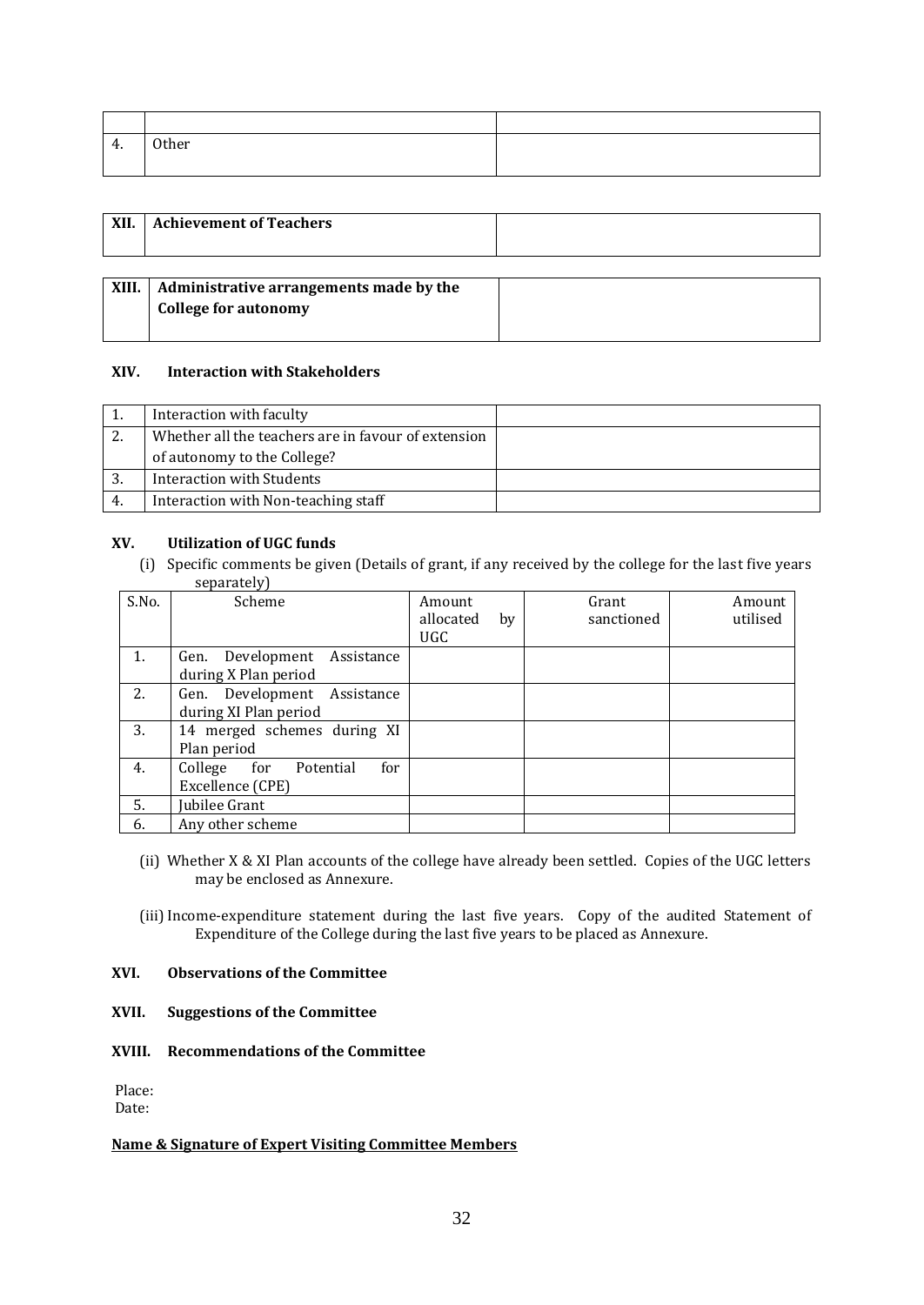| | | |
|---|---|---|
| | | |
| 4. | Other | |

| | | |
|---|---|---|
| **XII.** | **Achievement of Teachers** | |

| | | |
|---|---|---|
| **XIII.** | **Administrative arrangements made by the College for autonomy** | |

**XIV. Interaction with Stakeholders**

| | | |
|---|---|---|
| 1. | Interaction with faculty | |
| 2. | Whether all the teachers are in favour of extension of autonomy to the College? | |
| 3. | Interaction with Students | |
| 4. | Interaction with Non-teaching staff | |

**XV. Utilization of UGC funds**

(i) Specific comments be given (Details of grant, if any received by the college for the last five years separately)

| S.No. | Scheme | Amount allocated by UGC | Grant sanctioned | Amount utilised |
|---|---|---|---|---|
| 1. | Gen. Development Assistance during X Plan period | | | |
| 2. | Gen. Development Assistance during XI Plan period | | | |
| 3. | 14 merged schemes during XI Plan period | | | |
| 4. | College for Potential for Excellence (CPE) | | | |
| 5. | Jubilee Grant | | | |
| 6. | Any other scheme | | | |

(ii) Whether X & XI Plan accounts of the college have already been settled. Copies of the UGC letters may be enclosed as Annexure.

(iii) Income-expenditure statement during the last five years. Copy of the audited Statement of Expenditure of the College during the last five years to be placed as Annexure.

**XVI. Observations of the Committee**

**XVII. Suggestions of the Committee**

**XVIII. Recommendations of the Committee**

Place:
Date:

**Name & Signature of Expert Visiting Committee Members**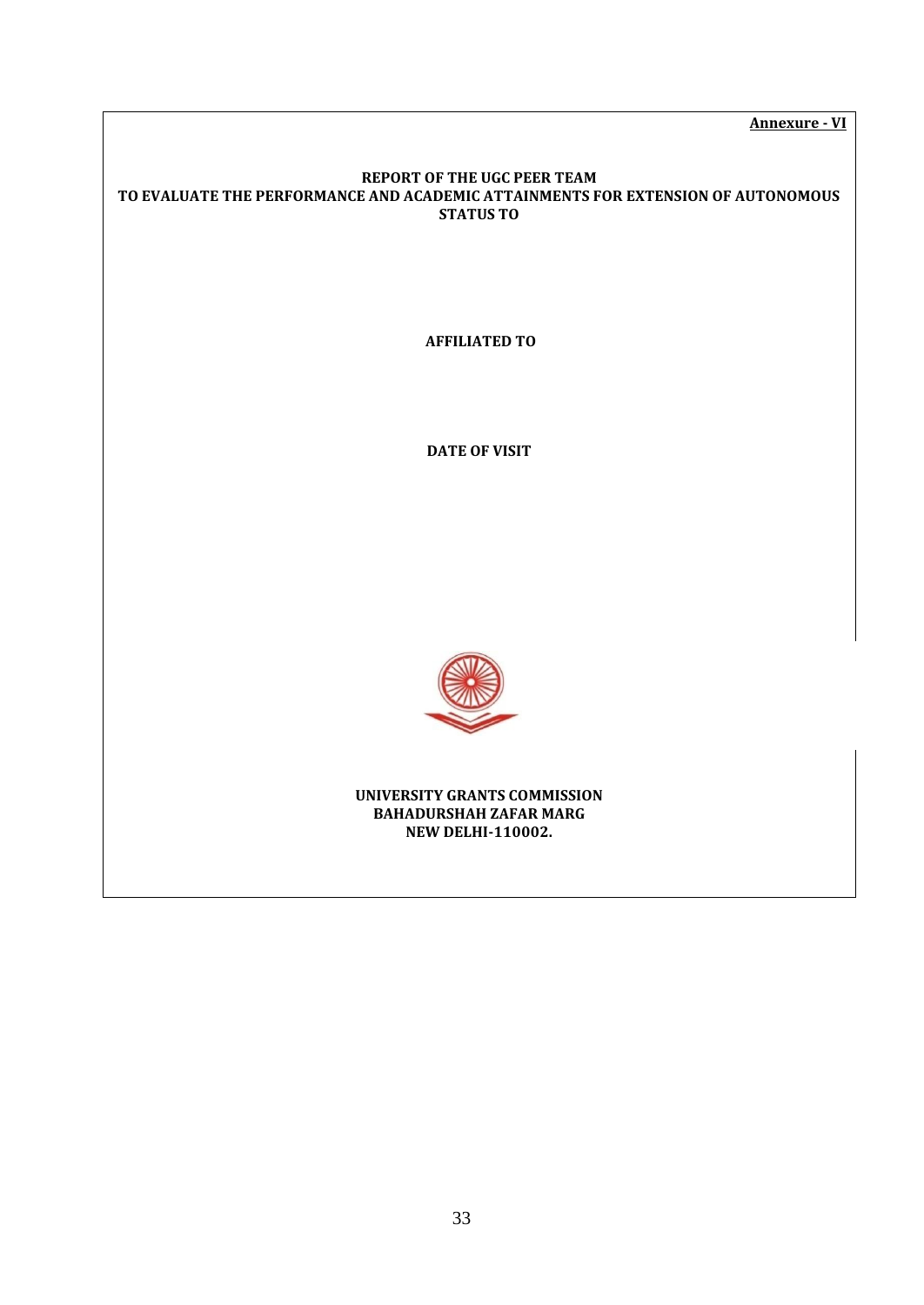**Annexure - VI**

**REPORT OF THE UGC PEER TEAM**
**TO EVALUATE THE PERFORMANCE AND ACADEMIC ATTAINMENTS FOR EXTENSION OF AUTONOMOUS STATUS TO**

**AFFILIATED TO**

**DATE OF VISIT**

**UNIVERSITY GRANTS COMMISSION**
**BAHADURSHAH ZAFAR MARG**
**NEW DELHI-110002.**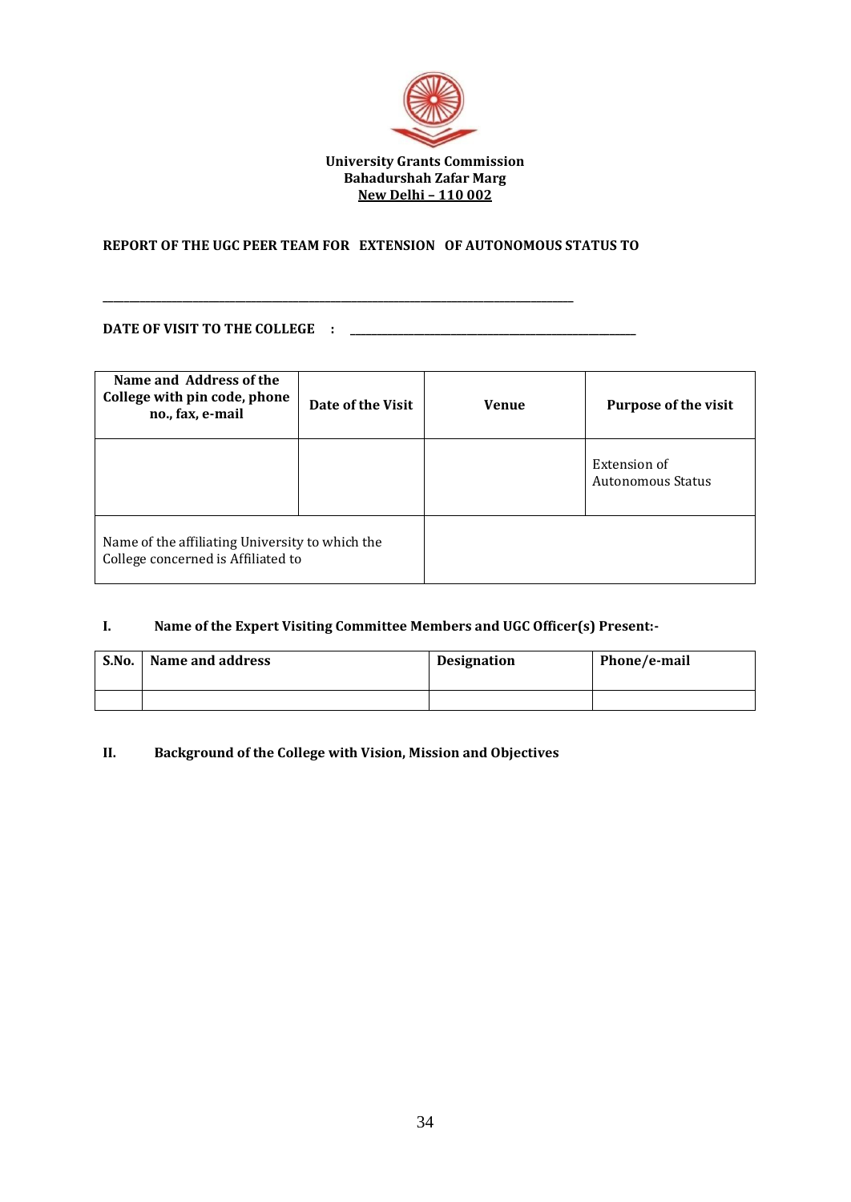**University Grants Commission**
**Bahadurshah Zafar Marg**
**New Delhi – 110 002**

**REPORT OF THE UGC PEER TEAM FOR EXTENSION OF AUTONOMOUS STATUS TO**

\_\_\_\_\_\_\_\_\_\_\_\_\_\_\_\_\_\_\_\_\_\_\_\_\_\_\_\_\_\_\_\_\_\_\_\_\_\_\_\_\_\_\_\_\_\_\_\_\_\_\_\_\_\_\_\_\_\_\_\_\_\_\_\_\_\_\_\_\_\_\_\_\_\_

**DATE OF VISIT TO THE COLLEGE : \_\_\_\_\_\_\_\_\_\_\_\_\_\_\_\_\_\_\_\_\_\_\_\_\_\_\_\_\_\_\_\_\_\_\_\_\_\_\_\_\_\_\_\_**

| Name and Address of the College with pin code, phone no., fax, e-mail | Date of the Visit | Venue | Purpose of the visit |
|---|---|---|---|
| | | | Extension of Autonomous Status |
| Name of the affiliating University to which the College concerned is Affiliated to | | | |

**I. Name of the Expert Visiting Committee Members and UGC Officer(s) Present:-**

| S.No. | Name and address | Designation | Phone/e-mail |
|---|---|---|---|
| | | | |

**II. Background of the College with Vision, Mission and Objectives**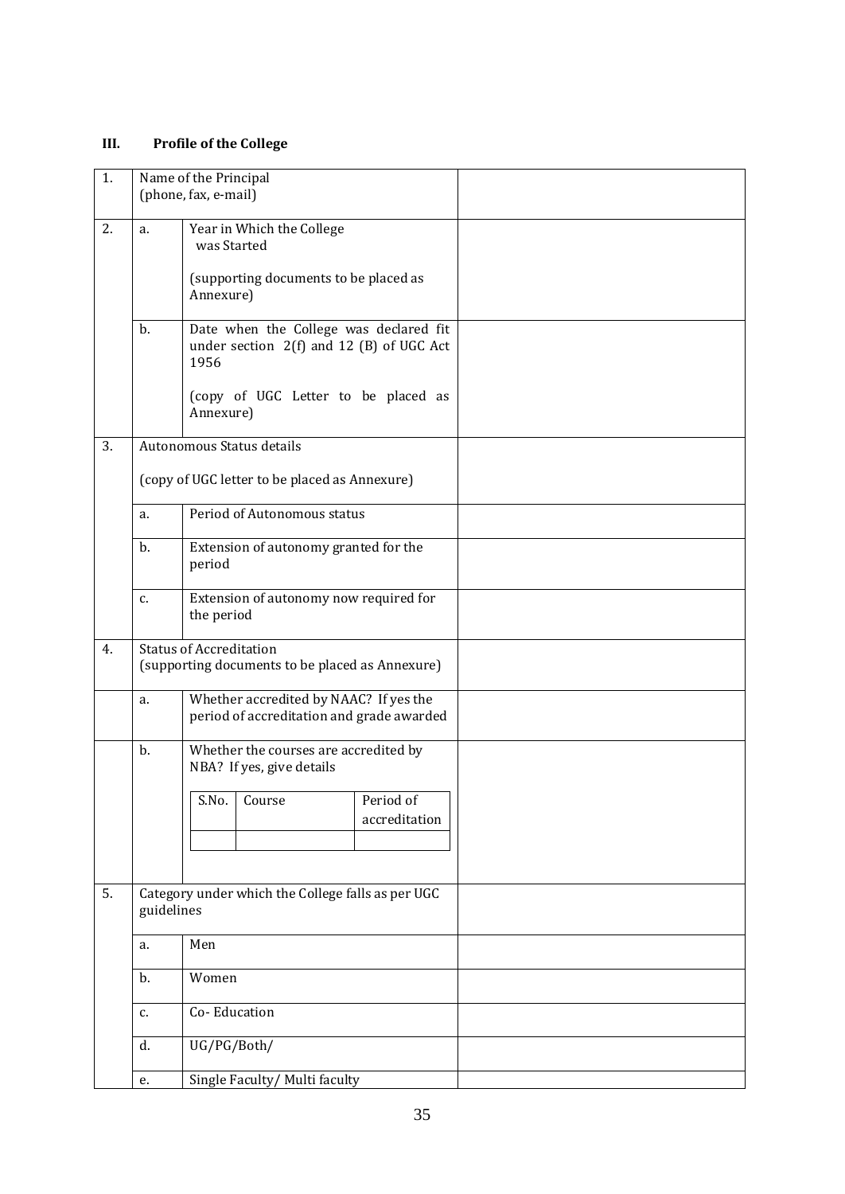### III. Profile of the College

| | | | |
|---|---|---|---|
| 1. | Name of the Principal (phone, fax, e-mail) | | |
| 2. | a. | Year in Which the College was Started<br><br>(supporting documents to be placed as Annexure) | |
| | b. | Date when the College was declared fit under section 2(f) and 12 (B) of UGC Act 1956<br><br>(copy of UGC Letter to be placed as Annexure) | |
| 3. | Autonomous Status details<br><br>(copy of UGC letter to be placed as Annexure) | | |
| | a. | Period of Autonomous status | |
| | b. | Extension of autonomy granted for the period | |
| | c. | Extension of autonomy now required for the period | |
| 4. | Status of Accreditation (supporting documents to be placed as Annexure) | | |
| | a. | Whether accredited by NAAC? If yes the period of accreditation and grade awarded | |
| | b. | Whether the courses are accredited by NBA? If yes, give details<br><br>S.No. / Course / Period of accreditation | |
| 5. | Category under which the College falls as per UGC guidelines | | |
| | a. | Men | |
| | b. | Women | |
| | c. | Co- Education | |
| | d. | UG/PG/Both/ | |
| | e. | Single Faculty/ Multi faculty | |

| S.No. | Course | Period of accreditation |
|---|---|---|
| | | |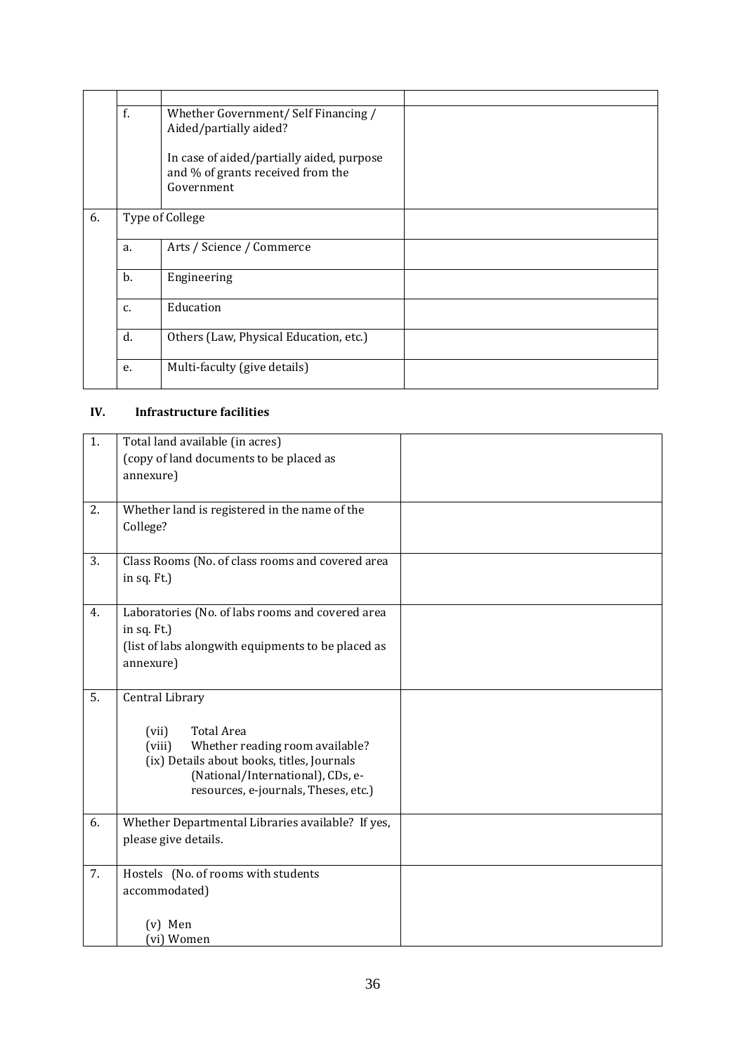| | | | |
|---|---|---|---|
| | f. | Whether Government/ Self Financing / Aided/partially aided?<br><br>In case of aided/partially aided, purpose and % of grants received from the Government | |
| 6. | Type of College | | |
| | a. | Arts / Science / Commerce | |
| | b. | Engineering | |
| | c. | Education | |
| | d. | Others (Law, Physical Education, etc.) | |
| | e. | Multi-faculty (give details) | |

## IV. Infrastructure facilities

| | | |
|---|---|---|
| 1. | Total land available (in acres)<br>(copy of land documents to be placed as annexure) | |
| 2. | Whether land is registered in the name of the College? | |
| 3. | Class Rooms (No. of class rooms and covered area in sq. Ft.) | |
| 4. | Laboratories (No. of labs rooms and covered area in sq. Ft.)<br>(list of labs alongwith equipments to be placed as annexure) | |
| 5. | Central Library<br><br>(vii) Total Area<br>(viii) Whether reading room available?<br>(ix) Details about books, titles, Journals (National/International), CDs, e-resources, e-journals, Theses, etc.) | |
| 6. | Whether Departmental Libraries available? If yes, please give details. | |
| 7. | Hostels (No. of rooms with students accommodated)<br><br>(v) Men<br>(vi) Women | |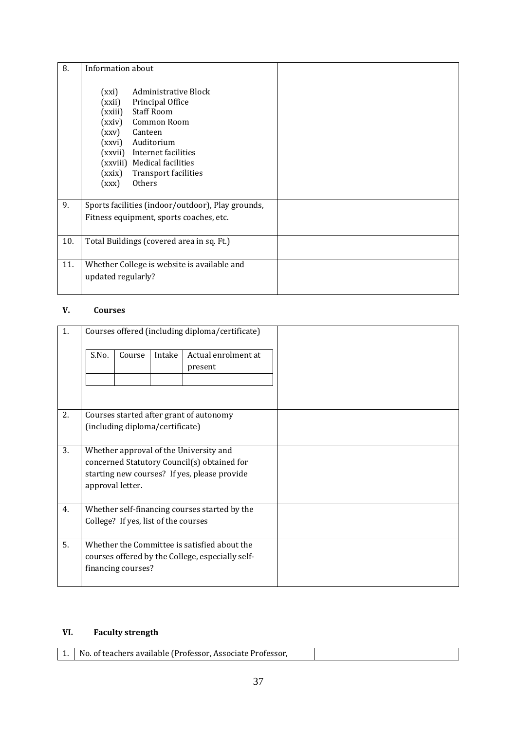| 8. | Information about<br><br>(xxi) Administrative Block<br>(xxii) Principal Office<br>(xxiii) Staff Room<br>(xxiv) Common Room<br>(xxv) Canteen<br>(xxvi) Auditorium<br>(xxvii) Internet facilities<br>(xxviii) Medical facilities<br>(xxix) Transport facilities<br>(xxx) Others | |
|---|---|---|
| 9. | Sports facilities (indoor/outdoor), Play grounds, Fitness equipment, sports coaches, etc. | |
| 10. | Total Buildings (covered area in sq. Ft.) | |
| 11. | Whether College is website is available and updated regularly? | |

**V. Courses**

| 1. | Courses offered (including diploma/certificate)<br><br>S.No. \| Course \| Intake \| Actual enrolment at present | |
|---|---|---|
| 2. | Courses started after grant of autonomy (including diploma/certificate) | |
| 3. | Whether approval of the University and concerned Statutory Council(s) obtained for starting new courses? If yes, please provide approval letter. | |
| 4. | Whether self-financing courses started by the College? If yes, list of the courses | |
| 5. | Whether the Committee is satisfied about the courses offered by the College, especially self-financing courses? | |

**VI. Faculty strength**

| 1. | No. of teachers available (Professor, Associate Professor, | |
|---|---|---|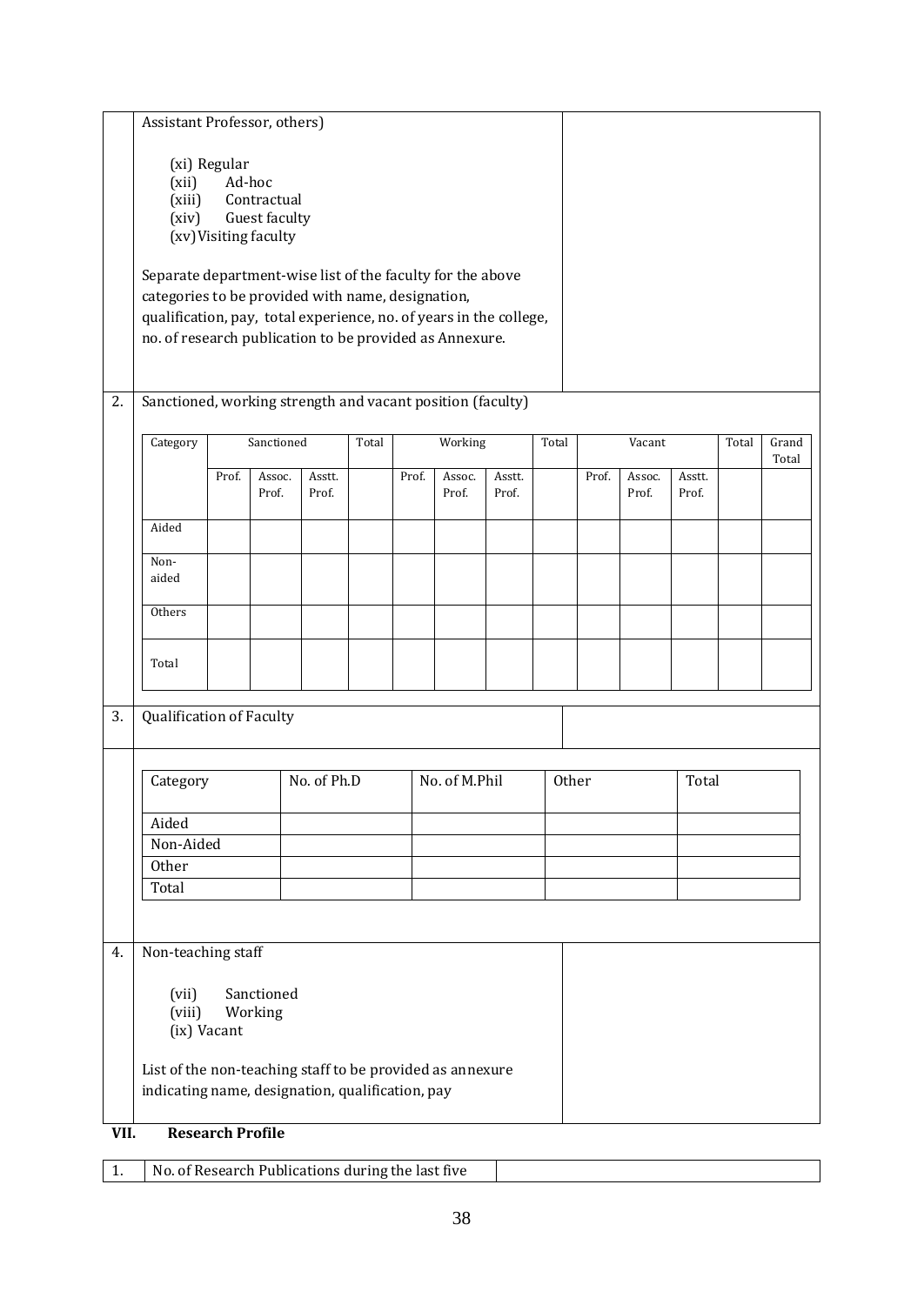| | | |
|---|---|---|
| | Assistant Professor, others)<br><br>(xi) Regular<br>(xii) Ad-hoc<br>(xiii) Contractual<br>(xiv) Guest faculty<br>(xv) Visiting faculty<br><br>Separate department-wise list of the faculty for the above categories to be provided with name, designation, qualification, pay, total experience, no. of years in the college, no. of research publication to be provided as Annexure. | |
| 2. | Sanctioned, working strength and vacant position (faculty) | |

| Category | Sanctioned | | | Total | Working | | | Total | Vacant | | | Total | Grand Total |
|---|---|---|---|---|---|---|---|---|---|---|---|---|---|
| | Prof. | Assoc. Prof. | Asstt. Prof. | | Prof. | Assoc. Prof. | Asstt. Prof. | | Prof. | Assoc. Prof. | Asstt. Prof. | | |
| Aided | | | | | | | | | | | | | |
| Non-aided | | | | | | | | | | | | | |
| Others | | | | | | | | | | | | | |
| Total | | | | | | | | | | | | | |

| | | |
|---|---|---|
| 3. | Qualification of Faculty | |

| Category | No. of Ph.D | No. of M.Phil | Other | Total |
|---|---|---|---|---|
| Aided | | | | |
| Non-Aided | | | | |
| Other | | | | |
| Total | | | | |

| | | |
|---|---|---|
| 4. | Non-teaching staff<br><br>(vii) Sanctioned<br>(viii) Working<br>(ix) Vacant<br><br>List of the non-teaching staff to be provided as annexure indicating name, designation, qualification, pay | |

## VII. Research Profile

| | | |
|---|---|---|
| 1. | No. of Research Publications during the last five | |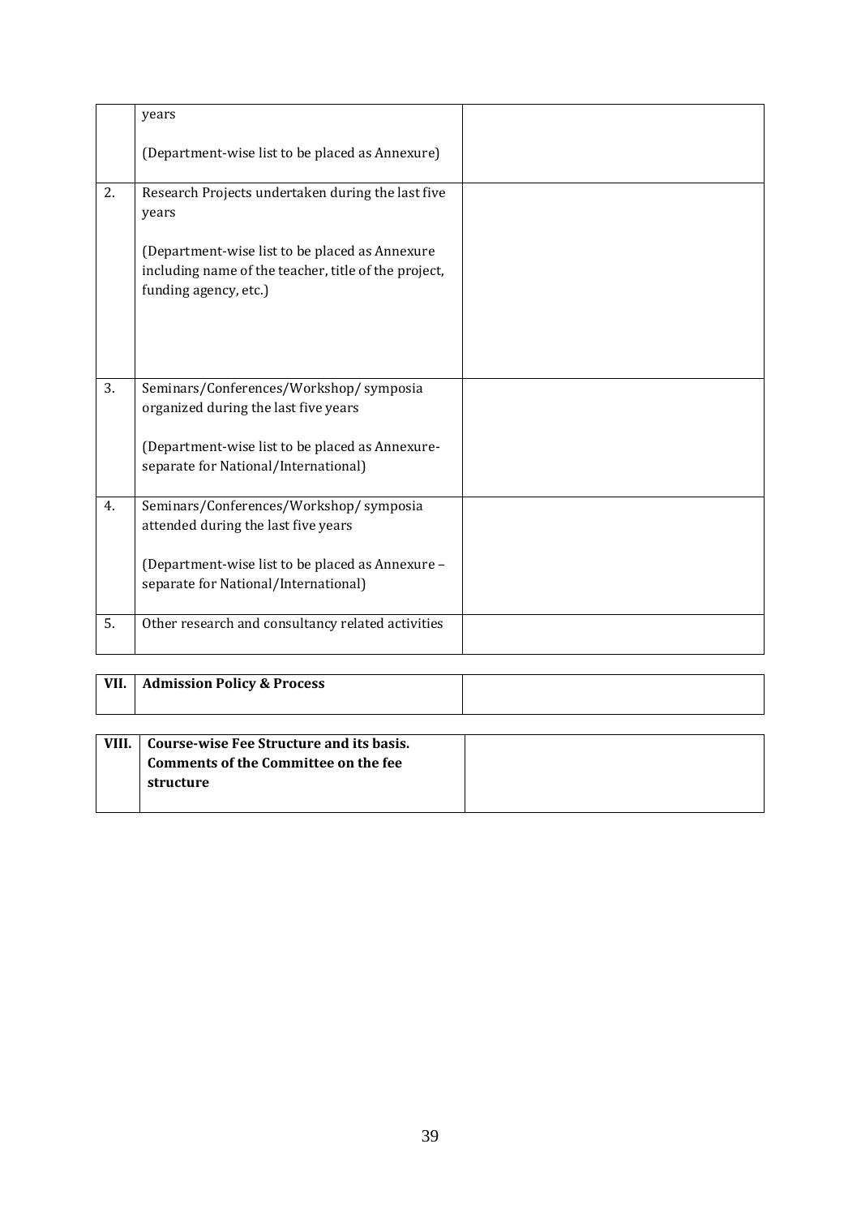| | | |
|---|---|---|
| | years<br><br>(Department-wise list to be placed as Annexure) | |
| 2. | Research Projects undertaken during the last five years<br><br>(Department-wise list to be placed as Annexure including name of the teacher, title of the project, funding agency, etc.) | |
| 3. | Seminars/Conferences/Workshop/ symposia organized during the last five years<br><br>(Department-wise list to be placed as Annexure-separate for National/International) | |
| 4. | Seminars/Conferences/Workshop/ symposia attended during the last five years<br><br>(Department-wise list to be placed as Annexure – separate for National/International) | |
| 5. | Other research and consultancy related activities | |

| | | |
|---|---|---|
| **VII.** | **Admission Policy & Process** | |

| | | |
|---|---|---|
| **VIII.** | **Course-wise Fee Structure and its basis. Comments of the Committee on the fee structure** | |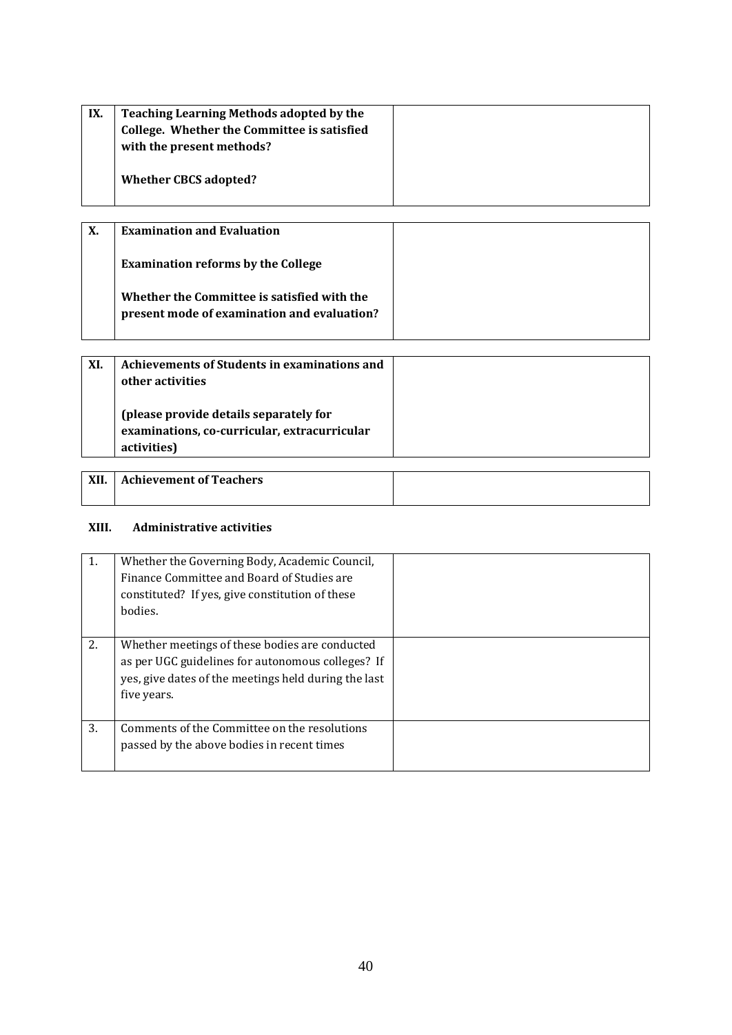| IX. | **Teaching Learning Methods adopted by the College. Whether the Committee is satisfied with the present methods?**<br><br>**Whether CBCS adopted?** | |
|---|---|---|

| X. | **Examination and Evaluation**<br><br>**Examination reforms by the College**<br><br>**Whether the Committee is satisfied with the present mode of examination and evaluation?** | |
|---|---|---|

| XI. | **Achievements of Students in examinations and other activities**<br><br>**(please provide details separately for examinations, co-curricular, extracurricular activities)** | |
|---|---|---|

| XII. | **Achievement of Teachers** | |
|---|---|---|

**XIII. Administrative activities**

| 1. | Whether the Governing Body, Academic Council, Finance Committee and Board of Studies are constituted? If yes, give constitution of these bodies. | |
|---|---|---|
| 2. | Whether meetings of these bodies are conducted as per UGC guidelines for autonomous colleges? If yes, give dates of the meetings held during the last five years. | |
| 3. | Comments of the Committee on the resolutions passed by the above bodies in recent times | |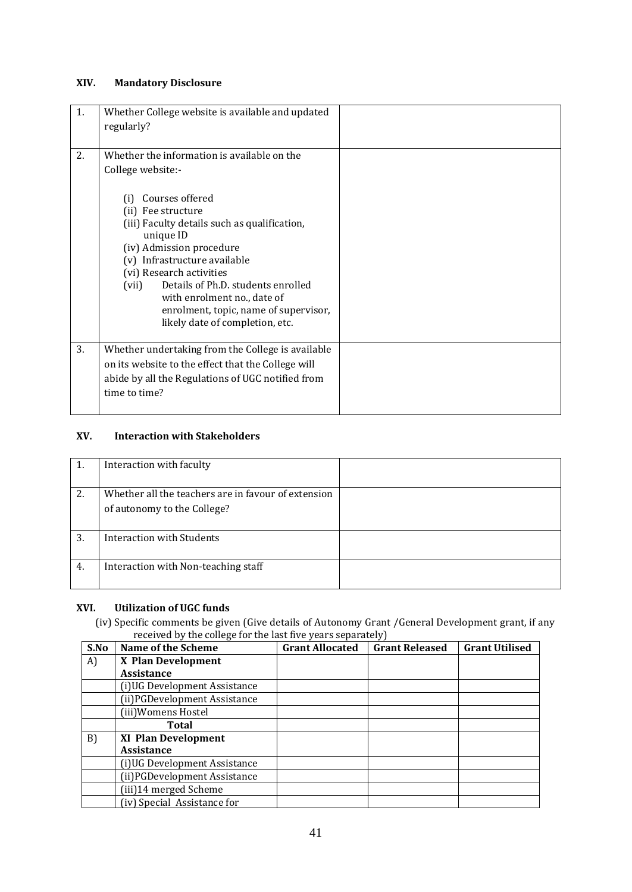### XIV. Mandatory Disclosure

| | | |
|---|---|---|
| 1. | Whether College website is available and updated regularly? | |
| 2. | Whether the information is available on the College website:-<br><br>(i) Courses offered<br>(ii) Fee structure<br>(iii) Faculty details such as qualification, unique ID<br>(iv) Admission procedure<br>(v) Infrastructure available<br>(vi) Research activities<br>(vii) Details of Ph.D. students enrolled with enrolment no., date of enrolment, topic, name of supervisor, likely date of completion, etc. | |
| 3. | Whether undertaking from the College is available on its website to the effect that the College will abide by all the Regulations of UGC notified from time to time? | |

### XV. Interaction with Stakeholders

| | | |
|---|---|---|
| 1. | Interaction with faculty | |
| 2. | Whether all the teachers are in favour of extension of autonomy to the College? | |
| 3. | Interaction with Students | |
| 4. | Interaction with Non-teaching staff | |

### XVI. Utilization of UGC funds

(iv) Specific comments be given (Give details of Autonomy Grant /General Development grant, if any received by the college for the last five years separately)

| S.No | Name of the Scheme | Grant Allocated | Grant Released | Grant Utilised |
|---|---|---|---|---|
| A) | **X Plan Development Assistance** | | | |
| | (i)UG Development Assistance | | | |
| | (ii)PGDevelopment Assistance | | | |
| | (iii)Womens Hostel | | | |
| | **Total** | | | |
| B) | **XI Plan Development Assistance** | | | |
| | (i)UG Development Assistance | | | |
| | (ii)PGDevelopment Assistance | | | |
| | (iii)14 merged Scheme | | | |
| | (iv) Special Assistance for | | | |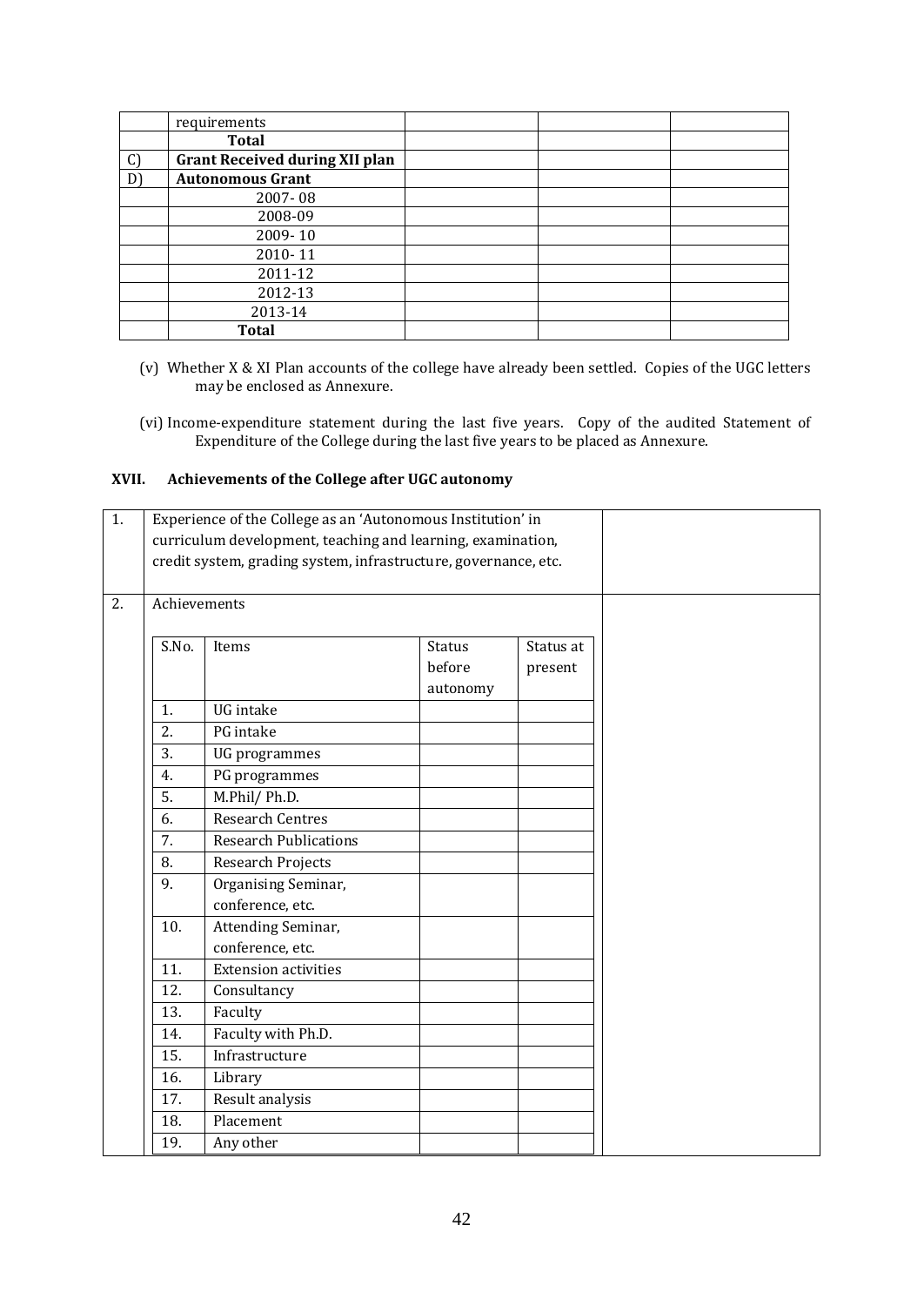|  | requirements |  |  |  |
|---|---|---|---|---|
|  | **Total** |  |  |  |
| C) | **Grant Received during XII plan** |  |  |  |
| D) | **Autonomous Grant** |  |  |  |
|  | 2007- 08 |  |  |  |
|  | 2008-09 |  |  |  |
|  | 2009- 10 |  |  |  |
|  | 2010- 11 |  |  |  |
|  | 2011-12 |  |  |  |
|  | 2012-13 |  |  |  |
|  | 2013-14 |  |  |  |
|  | **Total** |  |  |  |

(v) Whether X & XI Plan accounts of the college have already been settled. Copies of the UGC letters may be enclosed as Annexure.

(vi) Income-expenditure statement during the last five years. Copy of the audited Statement of Expenditure of the College during the last five years to be placed as Annexure.

### XVII. Achievements of the College after UGC autonomy

| | | |
|---|---|---|
| 1. | Experience of the College as an 'Autonomous Institution' in curriculum development, teaching and learning, examination, credit system, grading system, infrastructure, governance, etc. |  |
| 2. | Achievements |  |

| S.No. | Items | Status before autonomy | Status at present |
|---|---|---|---|
| 1. | UG intake |  |  |
| 2. | PG intake |  |  |
| 3. | UG programmes |  |  |
| 4. | PG programmes |  |  |
| 5. | M.Phil/ Ph.D. |  |  |
| 6. | Research Centres |  |  |
| 7. | Research Publications |  |  |
| 8. | Research Projects |  |  |
| 9. | Organising Seminar, conference, etc. |  |  |
| 10. | Attending Seminar, conference, etc. |  |  |
| 11. | Extension activities |  |  |
| 12. | Consultancy |  |  |
| 13. | Faculty |  |  |
| 14. | Faculty with Ph.D. |  |  |
| 15. | Infrastructure |  |  |
| 16. | Library |  |  |
| 17. | Result analysis |  |  |
| 18. | Placement |  |  |
| 19. | Any other |  |  |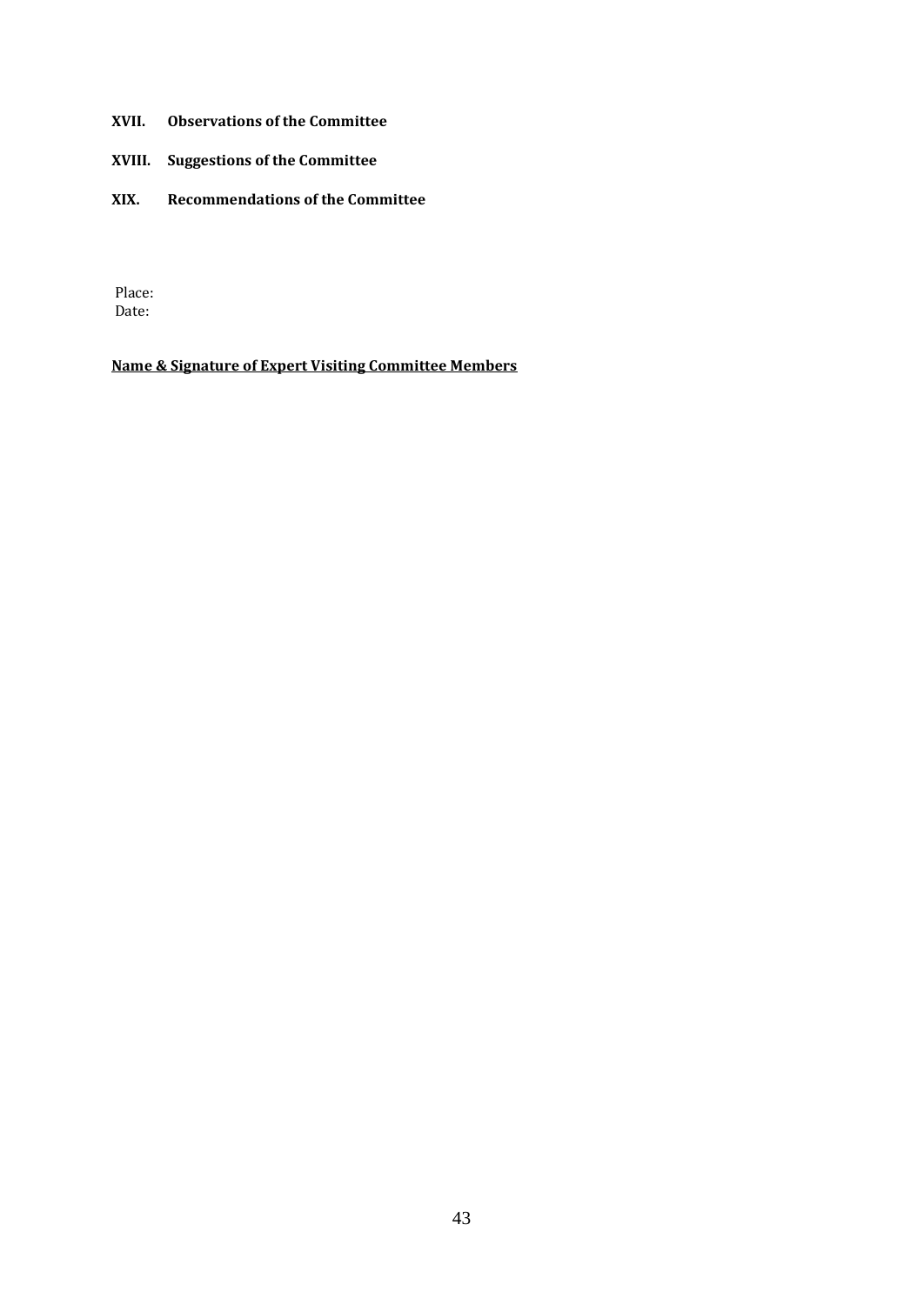**XVII. Observations of the Committee**

**XVIII. Suggestions of the Committee**

**XIX. Recommendations of the Committee**

Place:
Date:

**Name & Signature of Expert Visiting Committee Members**